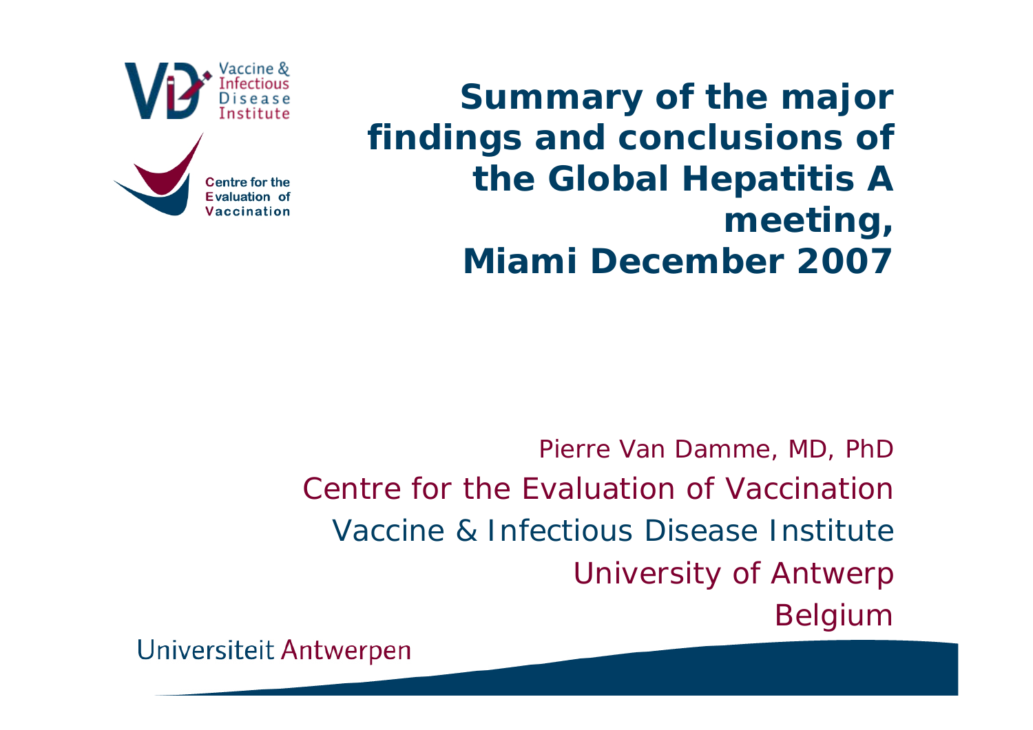# Summary of the major findings and conclusions of the Global Hepatitis A meeting, Miami December 2007

Pierre Van Damme, MD, PhD
Centre for the Evaluation of Vaccination
Vaccine & Infectious Disease Institute
University of Antwerp
Belgium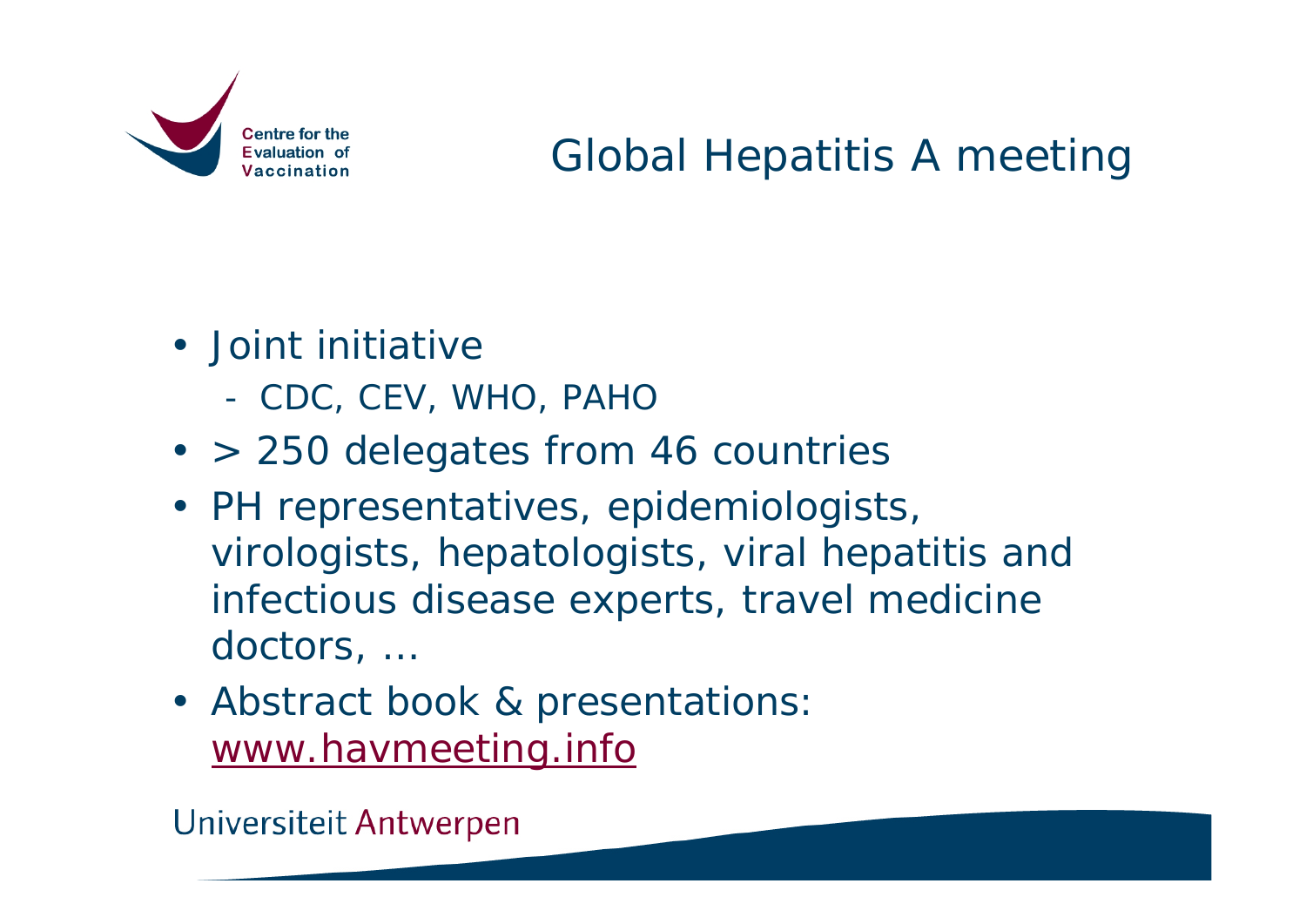# Global Hepatitis A meeting

- Joint initiative
  - CDC, CEV, WHO, PAHO
- > 250 delegates from 46 countries
- PH representatives, epidemiologists, virologists, hepatologists, viral hepatitis and infectious disease experts, travel medicine doctors, ...
- Abstract book & presentations: www.havmeeting.info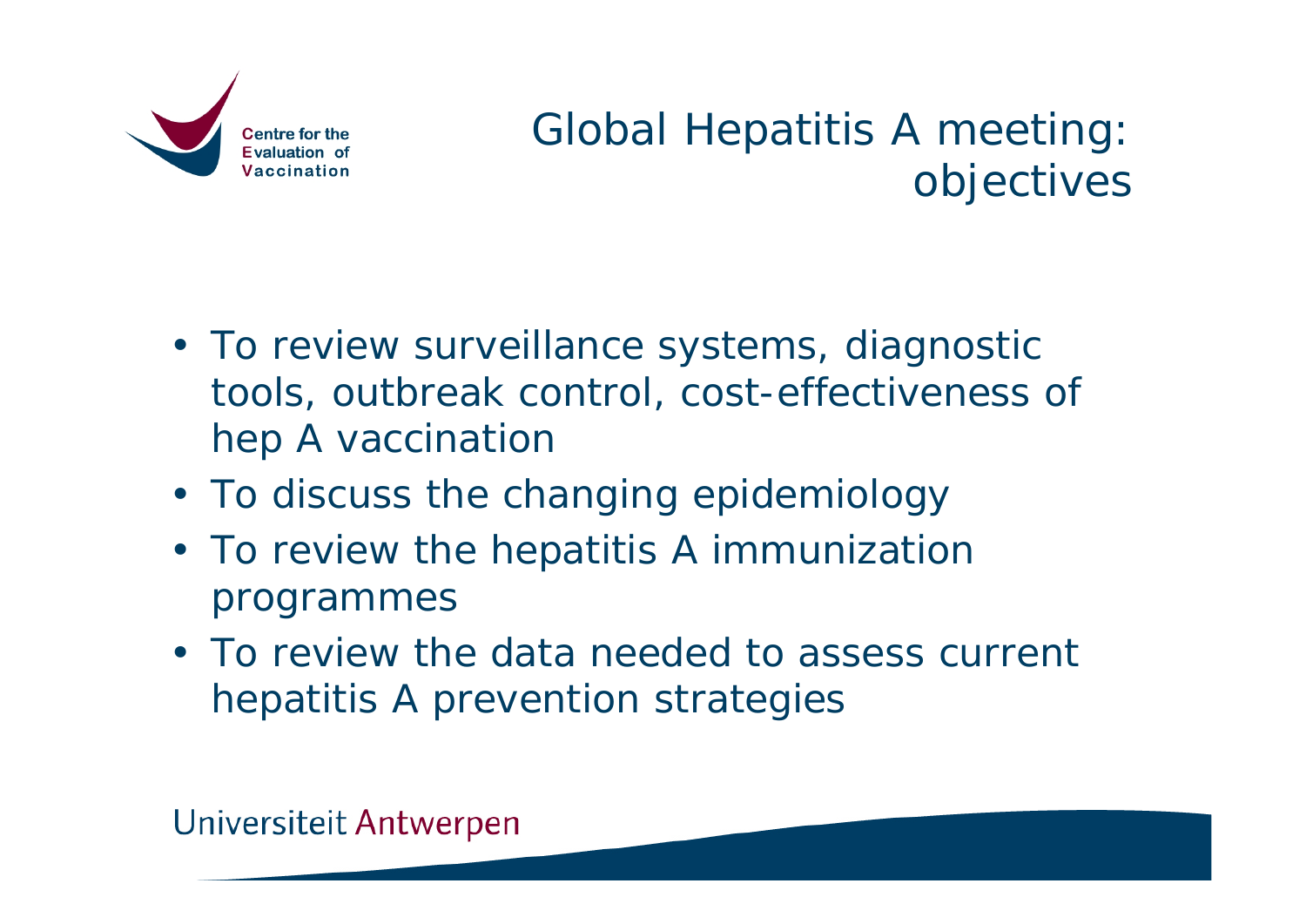# Global Hepatitis A meeting: objectives

- To review surveillance systems, diagnostic tools, outbreak control, cost-effectiveness of hep A vaccination
- To discuss the changing epidemiology
- To review the hepatitis A immunization programmes
- To review the data needed to assess current hepatitis A prevention strategies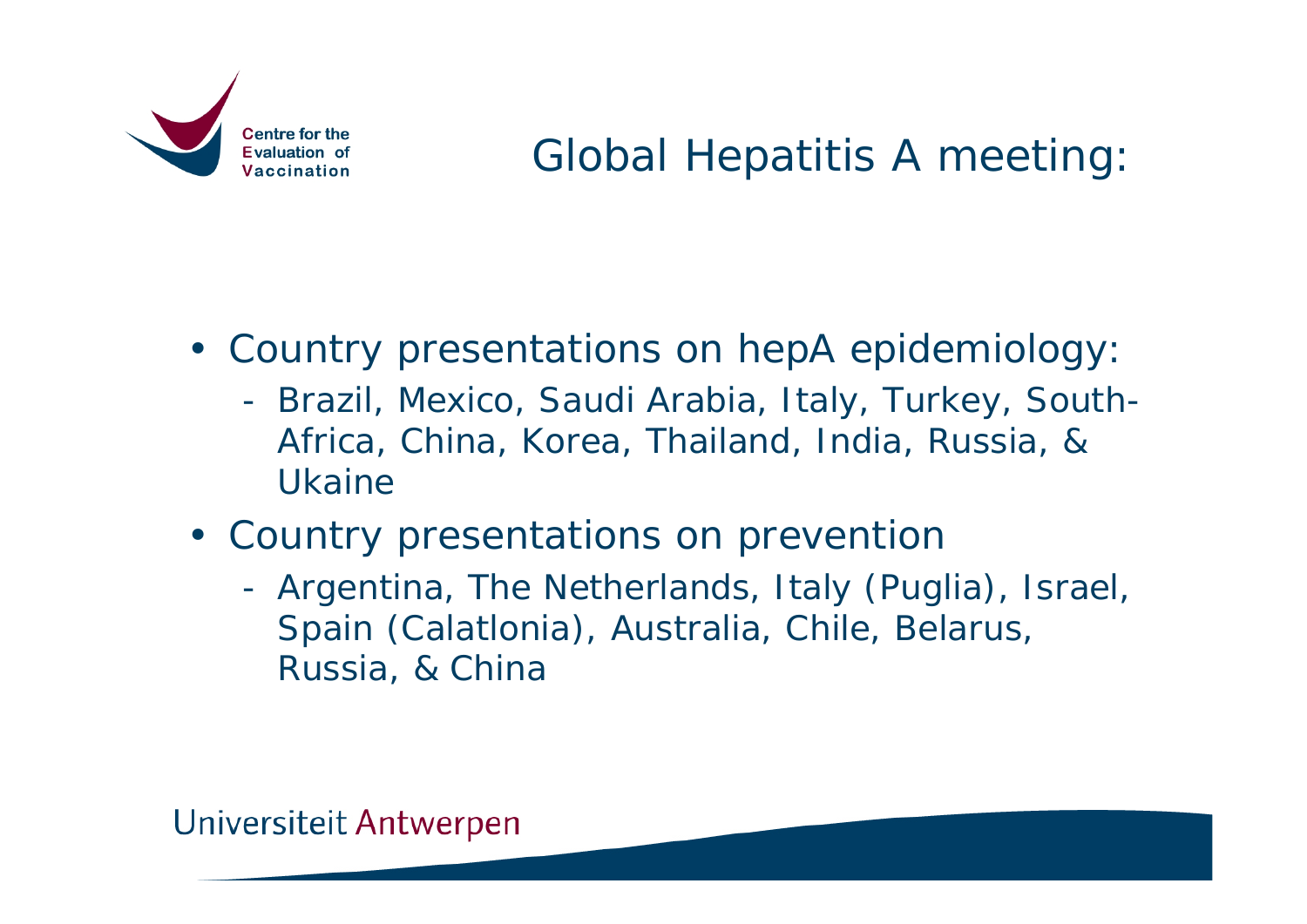# Global Hepatitis A meeting:

- Country presentations on hepA epidemiology:
  - Brazil, Mexico, Saudi Arabia, Italy, Turkey, South-Africa, China, Korea, Thailand, India, Russia, & Ukaine
- Country presentations on prevention
  - Argentina, The Netherlands, Italy (Puglia), Israel, Spain (Calatlonia), Australia, Chile, Belarus, Russia, & China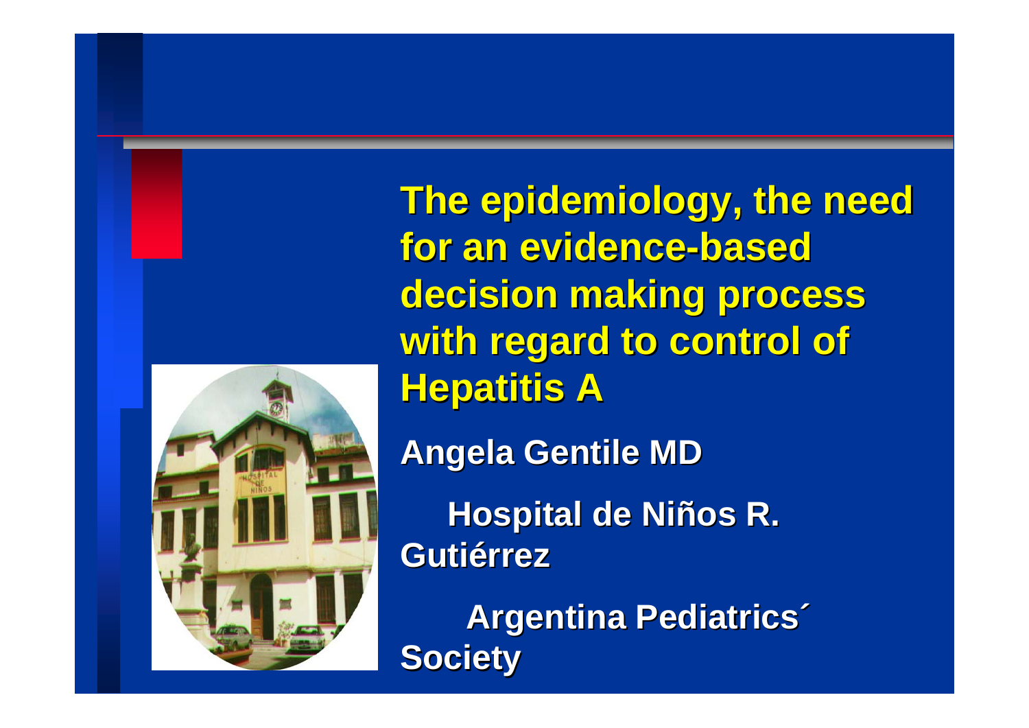# The epidemiology, the need for an evidence-based decision making process with regard to control of Hepatitis A

**Angela Gentile MD**

**Hospital de Niños R. Gutiérrez**

**Argentina Pediatrics´ Society**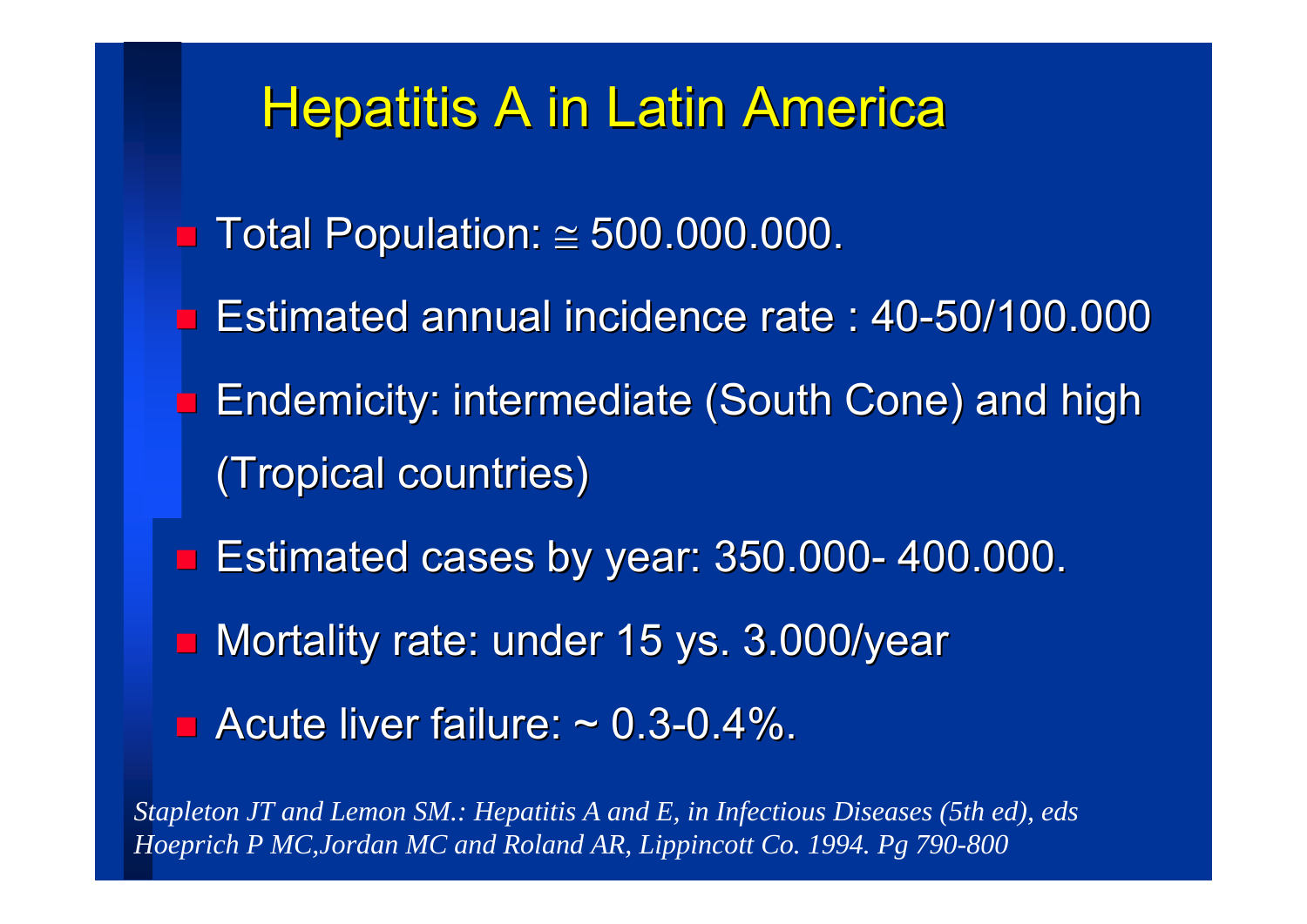# Hepatitis A in Latin America

- Total Population: ≅ 500.000.000.
- Estimated annual incidence rate : 40-50/100.000
- Endemicity: intermediate (South Cone) and high (Tropical countries)
- Estimated cases by year: 350.000- 400.000.
- Mortality rate: under 15 ys. 3.000/year
- Acute liver failure: ~ 0.3-0.4%.

*Stapleton JT and Lemon SM.: Hepatitis A and E, in Infectious Diseases (5th ed), eds Hoeprich P MC,Jordan MC and Roland AR, Lippincott Co. 1994. Pg 790-800*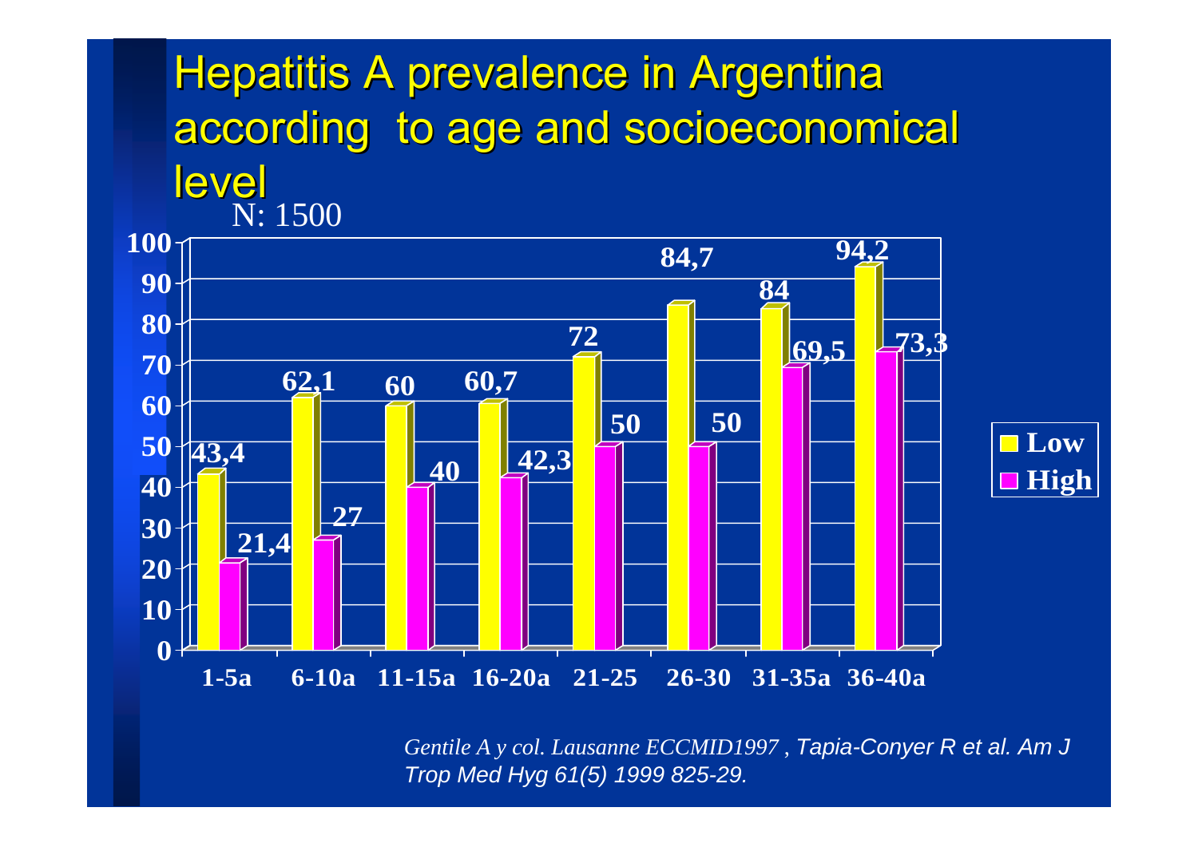# Hepatitis A prevalence in Argentina according to age and socioeconomical level

N: 1500

| Age | Low | High |
|---|---|---|
| 1-5a | 43,4 | 21,4 |
| 6-10a | 62,1 | 27 |
| 11-15a | 60 | 40 |
| 16-20a | 60,7 | 42,3 |
| 21-25 | 72 | 50 |
| 26-30 | 84,7 | 50 |
| 31-35a | 84 | 69,5 |
| 36-40a | 94,2 | 73,3 |

*Gentile A y col. Lausanne ECCMID1997*, *Tapia-Conyer R et al. Am J Trop Med Hyg 61(5) 1999 825-29.*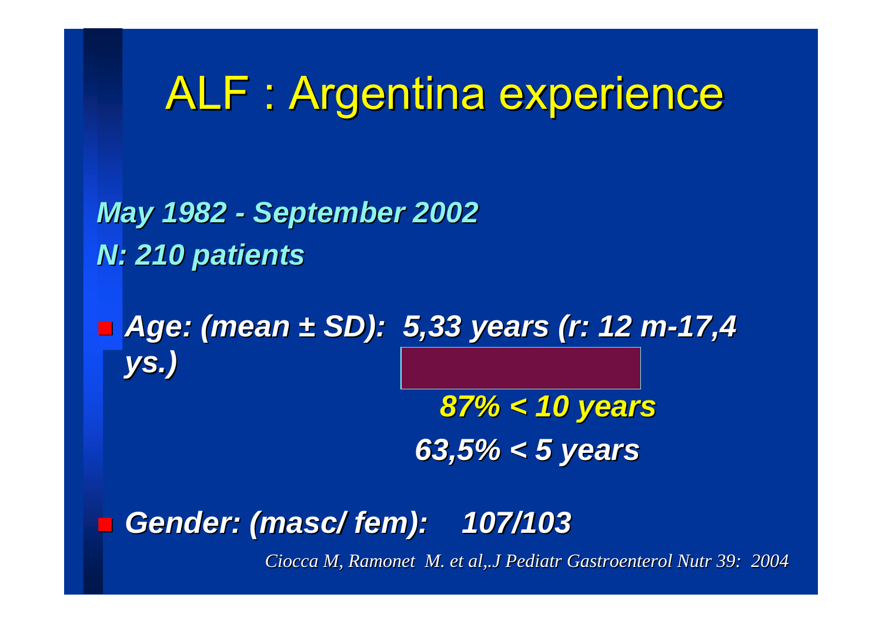# ALF : Argentina experience

***May 1982 - September 2002***
***N: 210 patients***

- ***Age: (mean ± SD): 5,33 years (r: 12 m-17,4 ys.)***

  ***87% < 10 years***
  ***63,5% < 5 years***

- ***Gender: (masc/ fem): 107/103***

*Ciocca M, Ramonet M. et al,.J Pediatr Gastroenterol Nutr 39: 2004*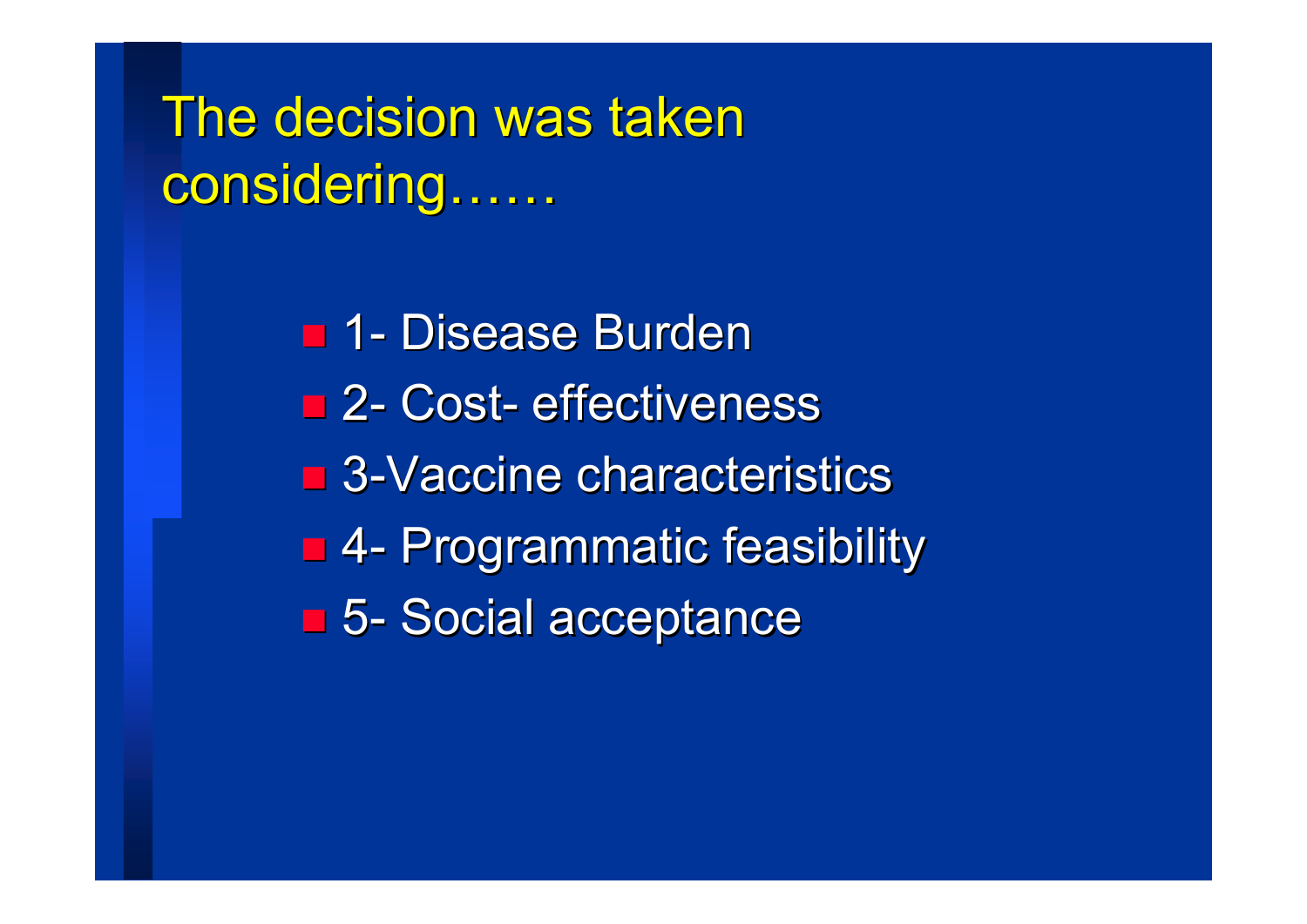# The decision was taken considering……

- 1- Disease Burden
- 2- Cost- effectiveness
- 3-Vaccine characteristics
- 4- Programmatic feasibility
- 5- Social acceptance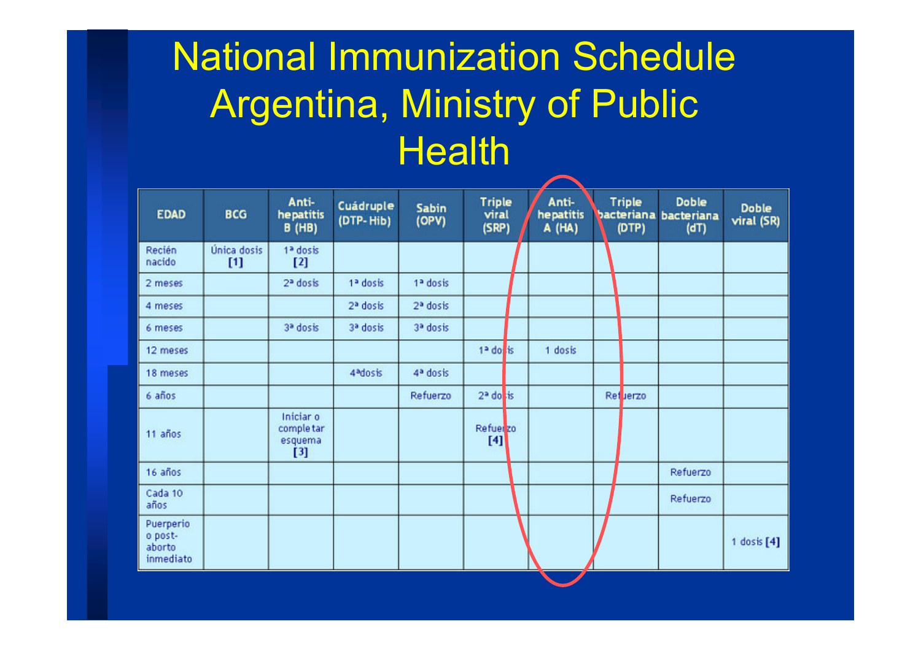# National Immunization Schedule Argentina, Ministry of Public Health

| EDAD | BCG | Anti-hepatitis B (HB) | Cuádruple (DTP-Hib) | Sabin (OPV) | Triple viral (SRP) | Anti-hepatitis A (HA) | Triple bacteriana (DTP) | Doble bacteriana (dT) | Doble viral (SR) |
|---|---|---|---|---|---|---|---|---|---|
| Recién nacido | Única dosis [1] | 1ª dosis [2] | | | | | | | |
| 2 meses | | 2ª dosis | 1ª dosis | 1ª dosis | | | | | |
| 4 meses | | | 2ª dosis | 2ª dosis | | | | | |
| 6 meses | | 3ª dosis | 3ª dosis | 3ª dosis | | | | | |
| 12 meses | | | | | 1ª dosis | 1 dosis | | | |
| 18 meses | | | 4ªdosis | 4ª dosis | | | | | |
| 6 años | | | | Refuerzo | 2ª dosis | | Refuerzo | | |
| 11 años | | Iniciar o completar esquema [3] | | | Refuerzo [4] | | | | |
| 16 años | | | | | | | | Refuerzo | |
| Cada 10 años | | | | | | | | Refuerzo | |
| Puerperio o post-aborto inmediato | | | | | | | | | 1 dosis [4] |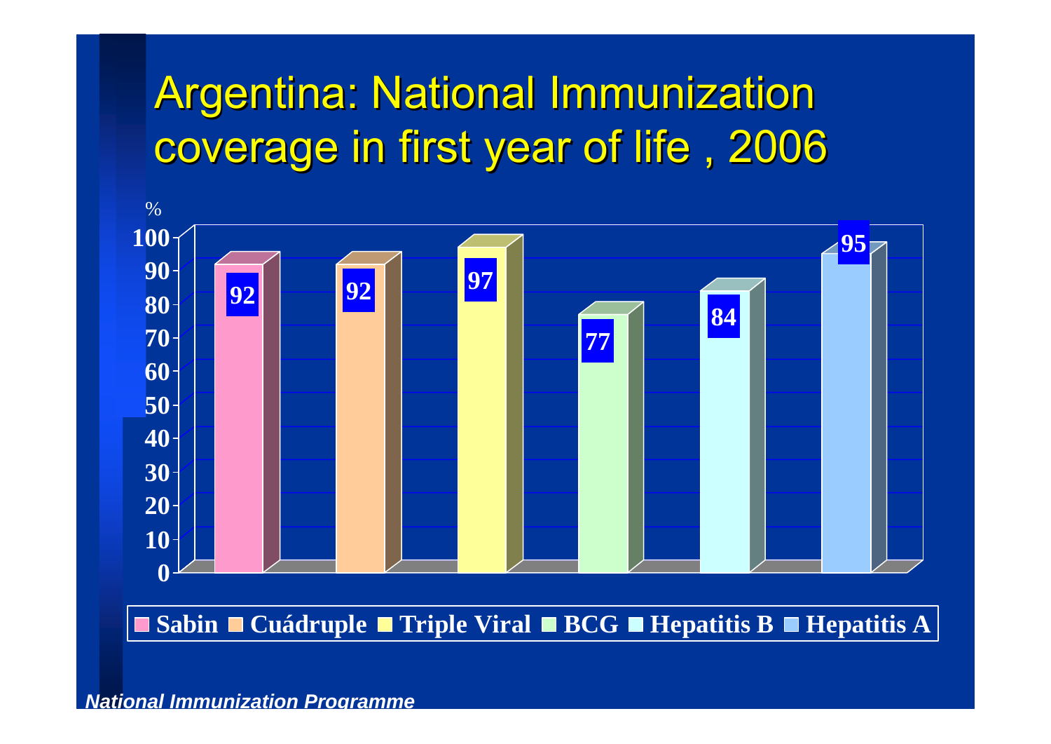# Argentina: National Immunization coverage in first year of life , 2006

| Vaccine | % |
|---|---|
| Sabin | 92 |
| Cuádruple | 92 |
| Triple Viral | 97 |
| BCG | 77 |
| Hepatitis B | 84 |
| Hepatitis A | 95 |

*National Immunization Programme*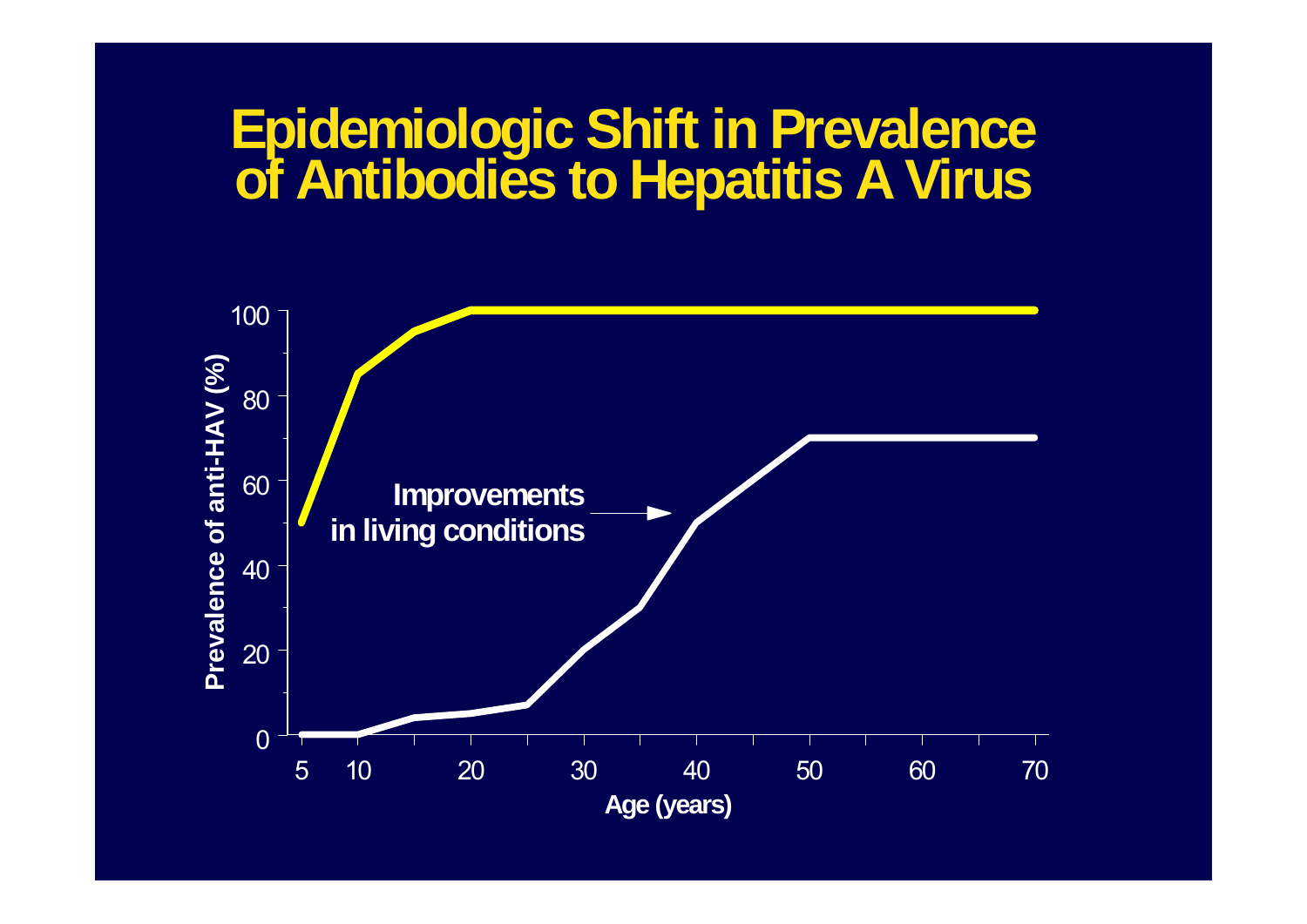# Epidemiologic Shift in Prevalence of Antibodies to Hepatitis A Virus

Prevalence of anti-HAV (%)

Improvements in living conditions

Age (years)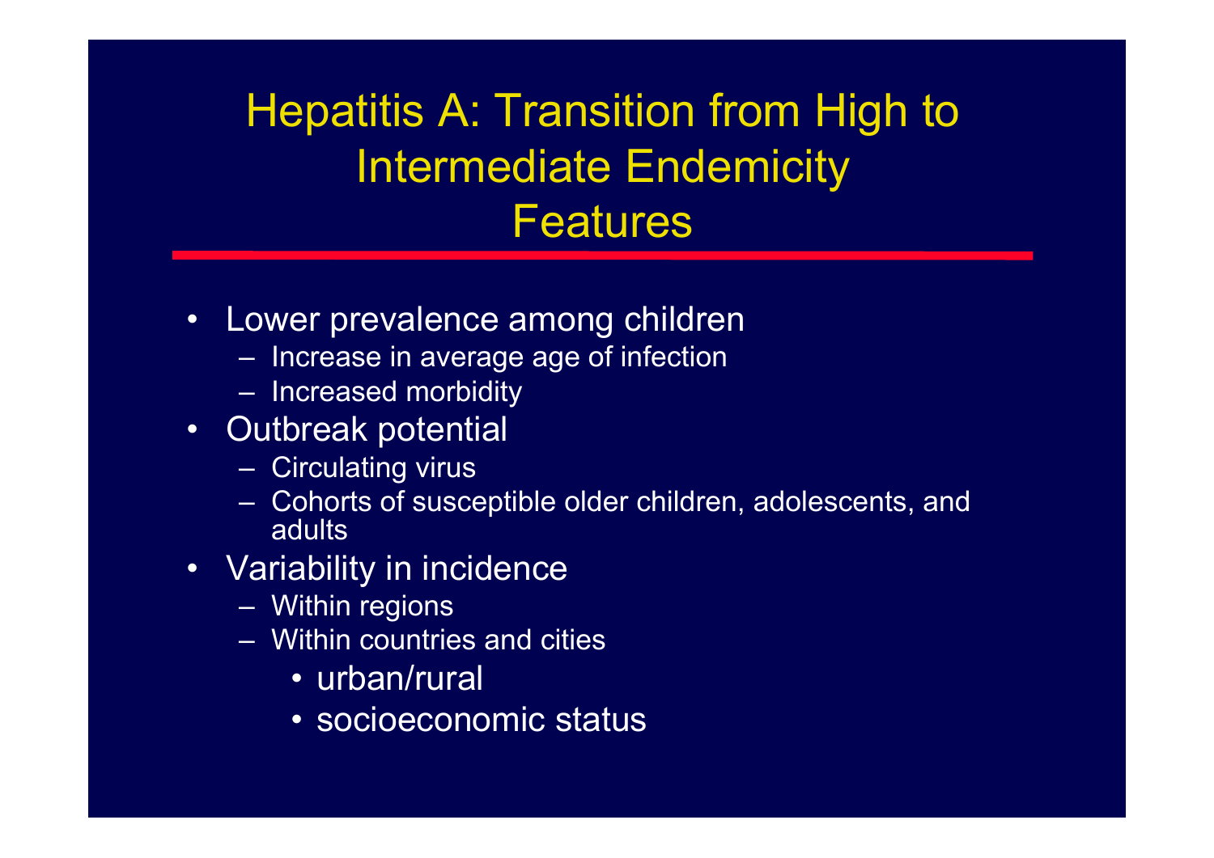# Hepatitis A: Transition from High to Intermediate Endemicity Features

- Lower prevalence among children
  - Increase in average age of infection
  - Increased morbidity
- Outbreak potential
  - Circulating virus
  - Cohorts of susceptible older children, adolescents, and adults
- Variability in incidence
  - Within regions
  - Within countries and cities
    - urban/rural
    - socioeconomic status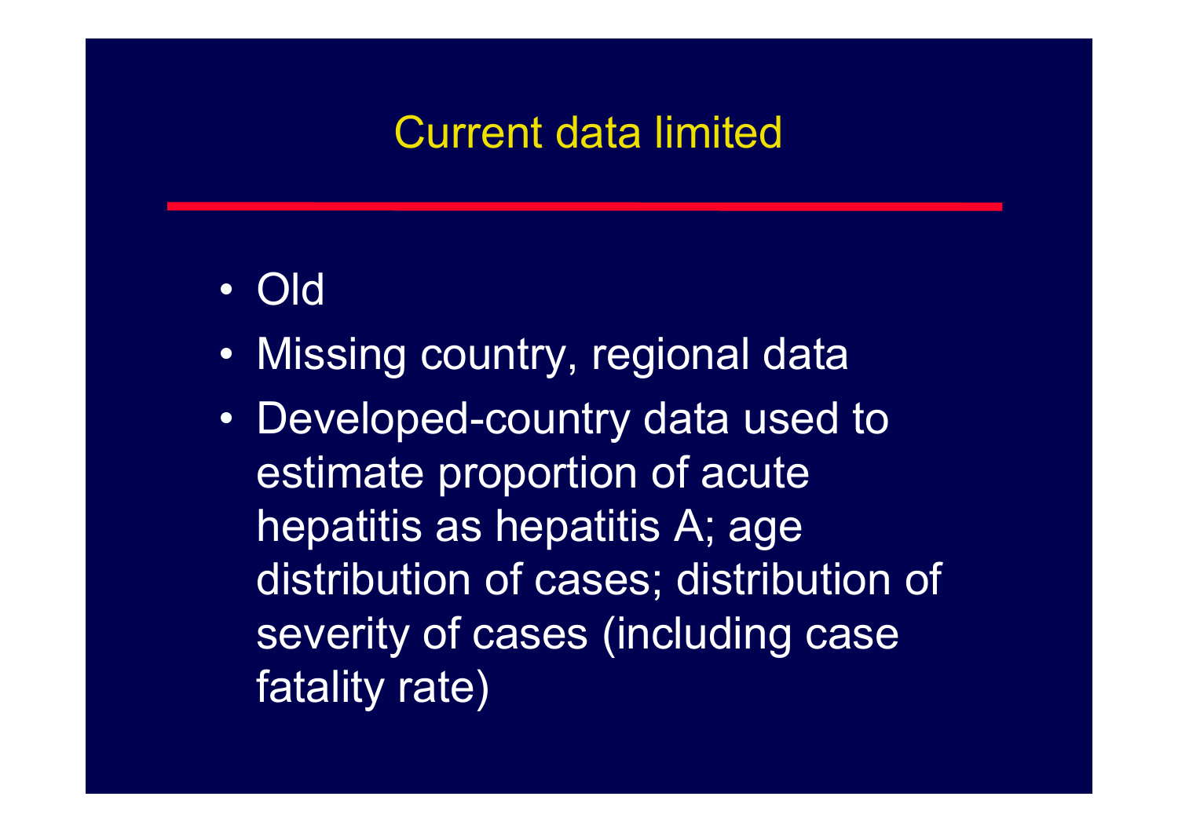# Current data limited

- Old
- Missing country, regional data
- Developed-country data used to estimate proportion of acute hepatitis as hepatitis A; age distribution of cases; distribution of severity of cases (including case fatality rate)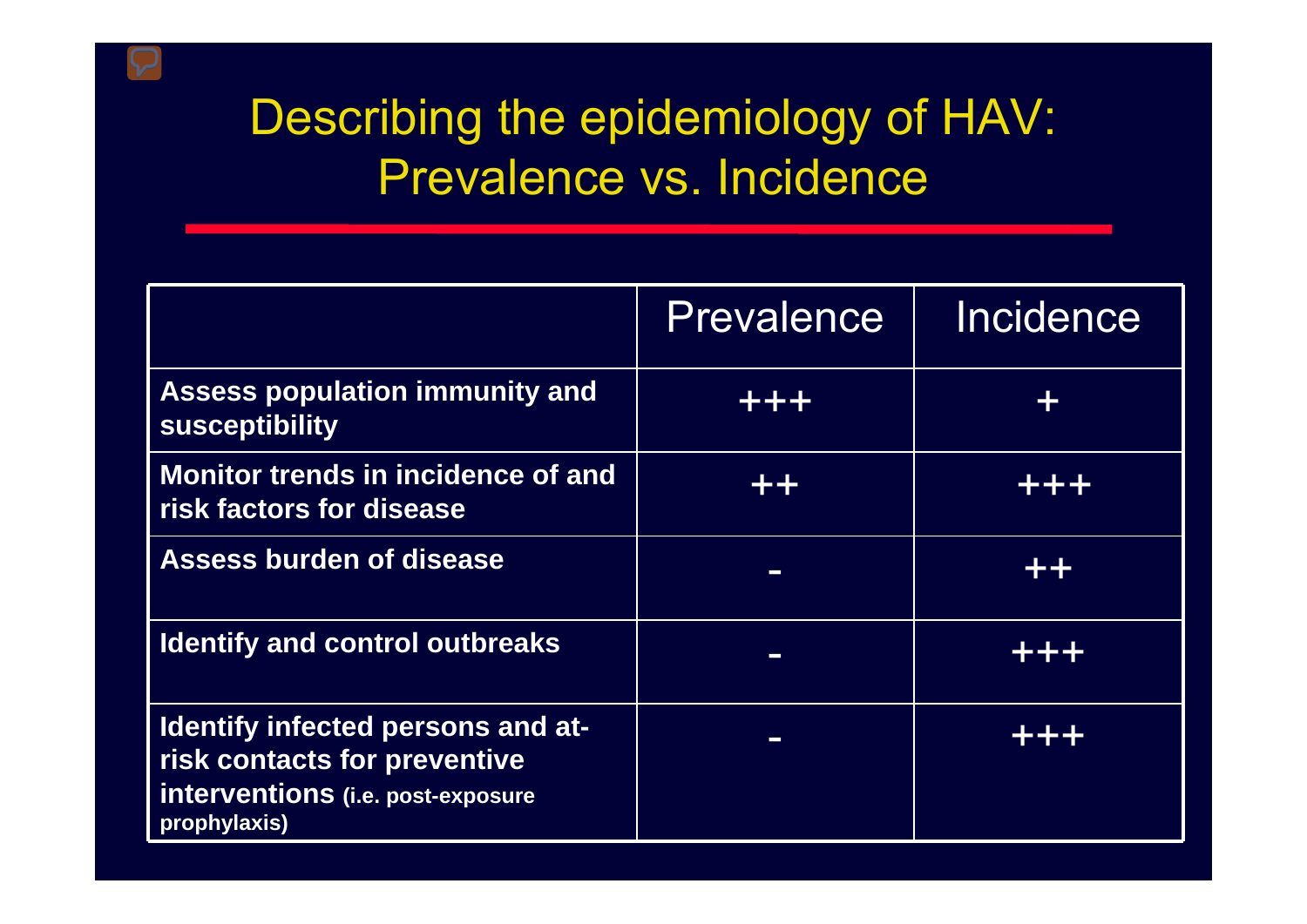# Describing the epidemiology of HAV: Prevalence vs. Incidence

| | Prevalence | Incidence |
|---|---|---|
| **Assess population immunity and susceptibility** | +++ | + |
| **Monitor trends in incidence of and risk factors for disease** | ++ | +++ |
| **Assess burden of disease** | - | ++ |
| **Identify and control outbreaks** | - | +++ |
| **Identify infected persons and at-risk contacts for preventive interventions (i.e. post-exposure prophylaxis)** | - | +++ |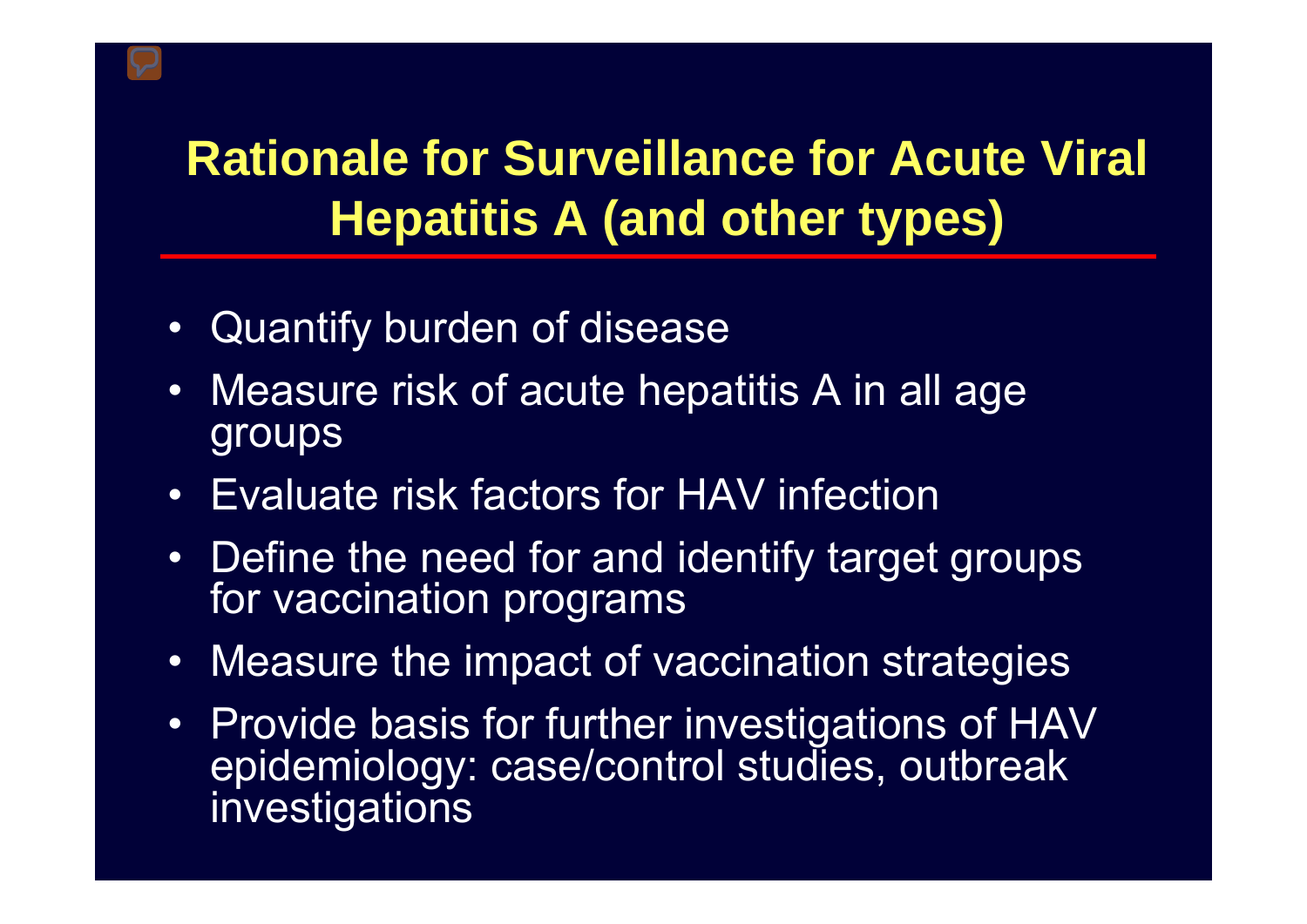# Rationale for Surveillance for Acute Viral Hepatitis A (and other types)

- Quantify burden of disease
- Measure risk of acute hepatitis A in all age groups
- Evaluate risk factors for HAV infection
- Define the need for and identify target groups for vaccination programs
- Measure the impact of vaccination strategies
- Provide basis for further investigations of HAV epidemiology: case/control studies, outbreak investigations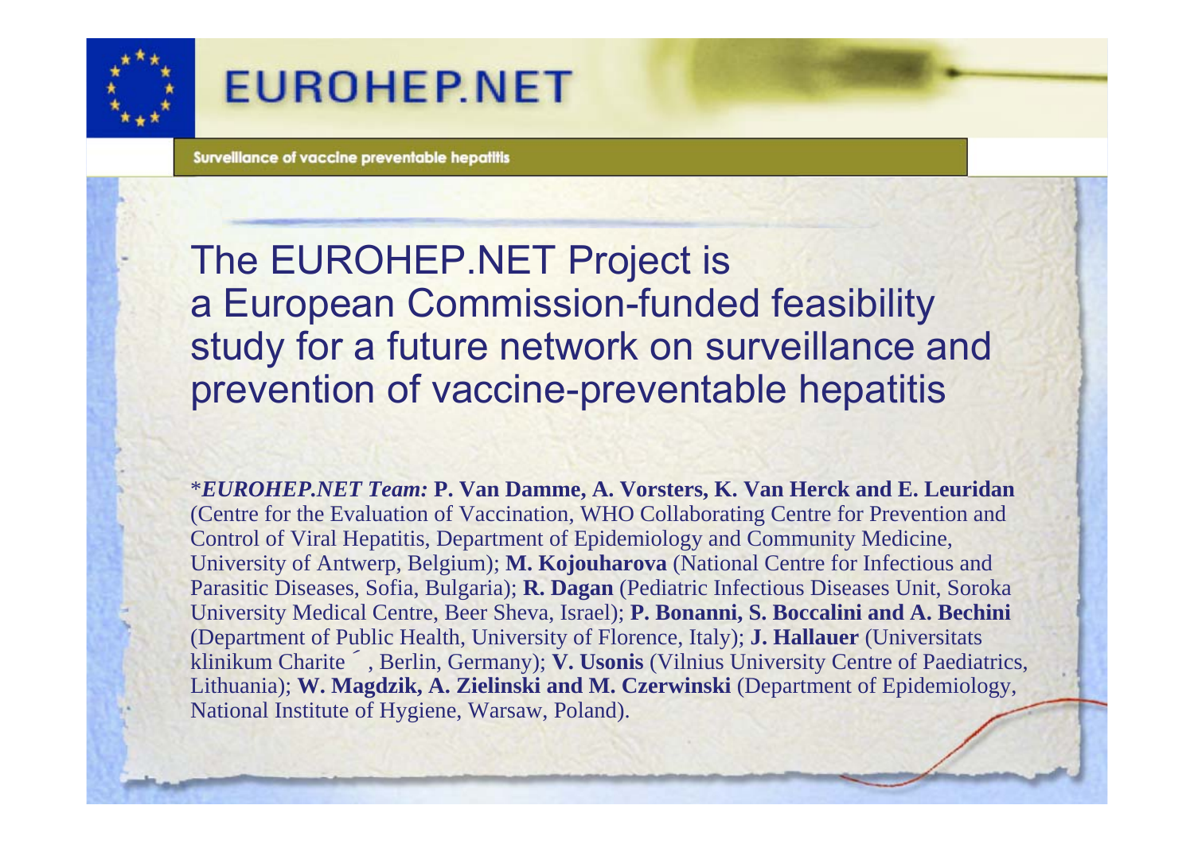# EUROHEP.NET

Surveillance of vaccine preventable hepatitis

The EUROHEP.NET Project is a European Commission-funded feasibility study for a future network on surveillance and prevention of vaccine-preventable hepatitis

*_EUROHEP.NET Team:_ **P. Van Damme, A. Vorsters, K. Van Herck and E. Leuridan** (Centre for the Evaluation of Vaccination, WHO Collaborating Centre for Prevention and Control of Viral Hepatitis, Department of Epidemiology and Community Medicine, University of Antwerp, Belgium); **M. Kojouharova** (National Centre for Infectious and Parasitic Diseases, Sofia, Bulgaria); **R. Dagan** (Pediatric Infectious Diseases Unit, Soroka University Medical Centre, Beer Sheva, Israel); **P. Bonanni, S. Boccalini and A. Bechini** (Department of Public Health, University of Florence, Italy); **J. Hallauer** (Universitats klinikum Charite ́ , Berlin, Germany); **V. Usonis** (Vilnius University Centre of Paediatrics, Lithuania); **W. Magdzik, A. Zielinski and M. Czerwinski** (Department of Epidemiology, National Institute of Hygiene, Warsaw, Poland).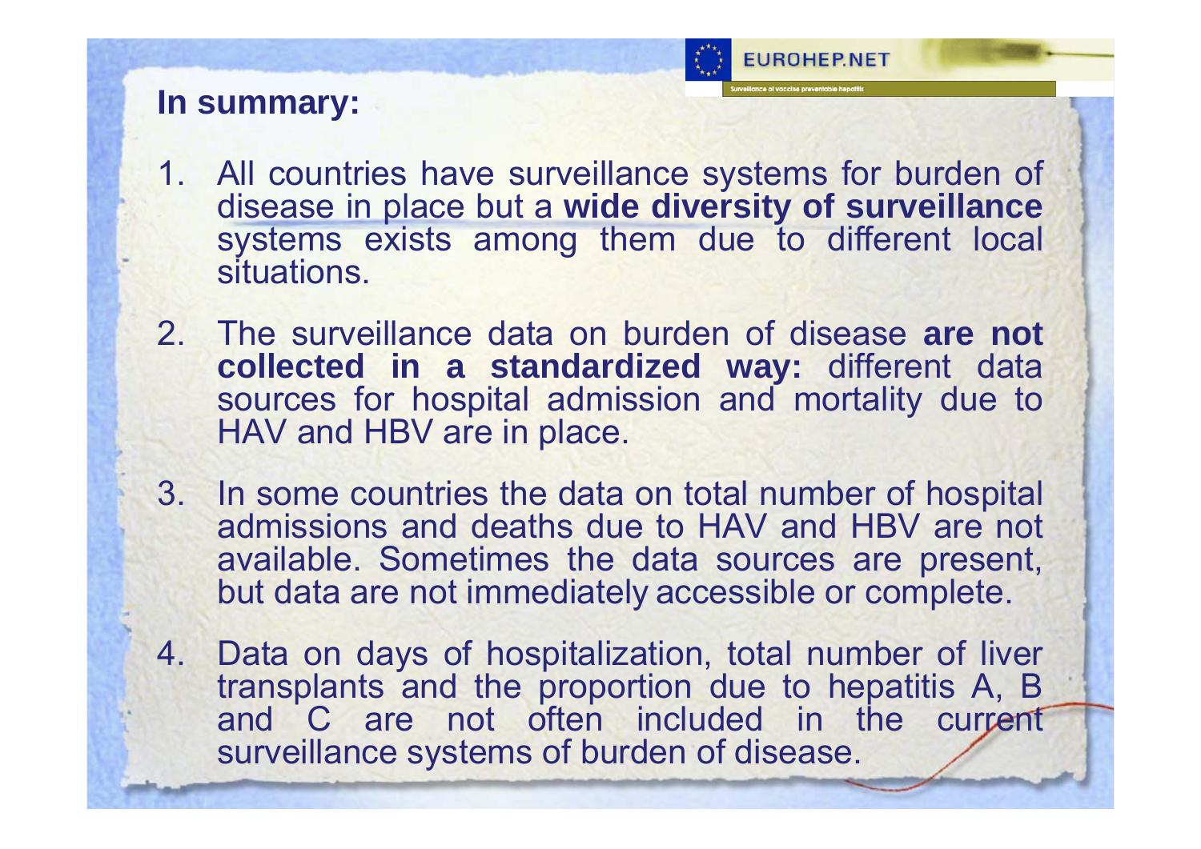## In summary:

1. All countries have surveillance systems for burden of disease in place but a **wide diversity of surveillance** systems exists among them due to different local situations.
2. The surveillance data on burden of disease **are not collected in a standardized way:** different data sources for hospital admission and mortality due to HAV and HBV are in place.
3. In some countries the data on total number of hospital admissions and deaths due to HAV and HBV are not available. Sometimes the data sources are present, but data are not immediately accessible or complete.
4. Data on days of hospitalization, total number of liver transplants and the proportion due to hepatitis A, B and C are not often included in the current surveillance systems of burden of disease.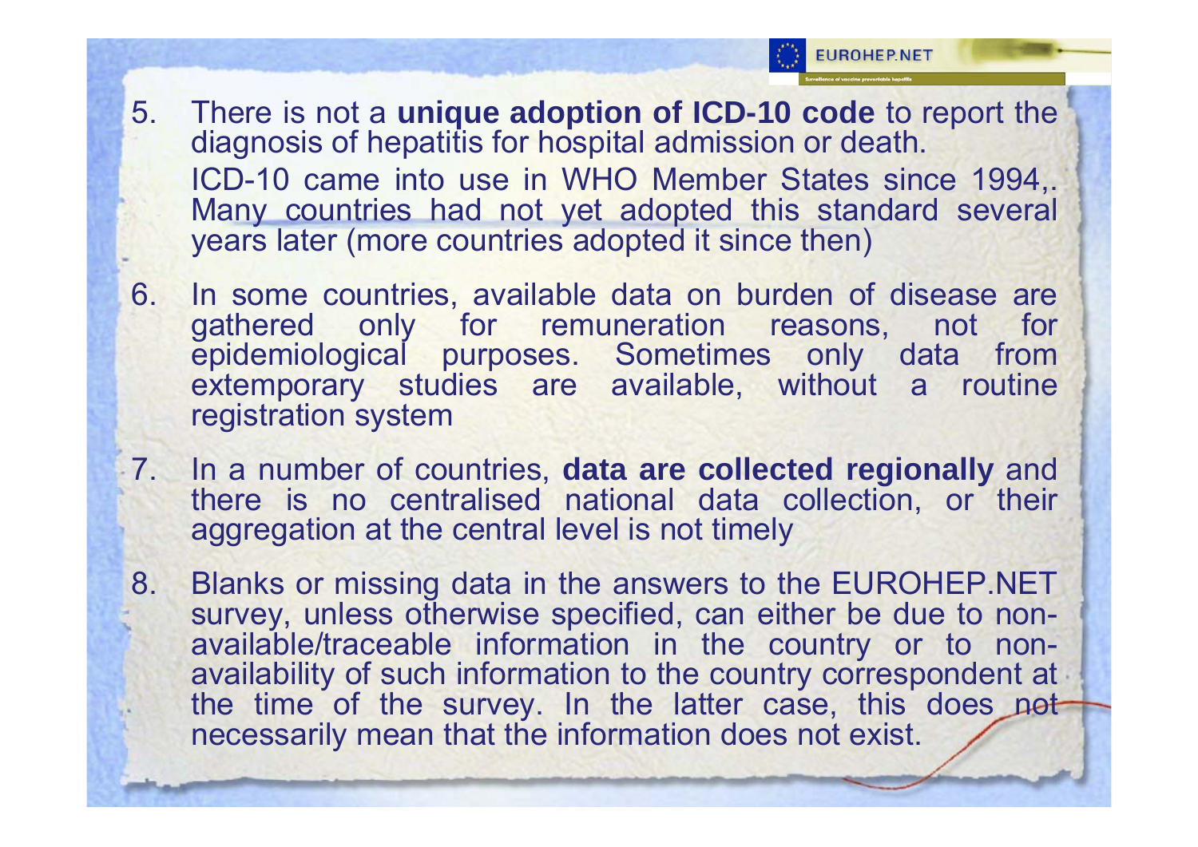5. There is not a **unique adoption of ICD-10 code** to report the diagnosis of hepatitis for hospital admission or death.
   ICD-10 came into use in WHO Member States since 1994,. Many countries had not yet adopted this standard several years later (more countries adopted it since then)

6. In some countries, available data on burden of disease are gathered only for remuneration reasons, not for epidemiological purposes. Sometimes only data from extemporary studies are available, without a routine registration system

7. In a number of countries, **data are collected regionally** and there is no centralised national data collection, or their aggregation at the central level is not timely

8. Blanks or missing data in the answers to the EUROHEP.NET survey, unless otherwise specified, can either be due to non-available/traceable information in the country or to non-availability of such information to the country correspondent at the time of the survey. In the latter case, this does not necessarily mean that the information does not exist.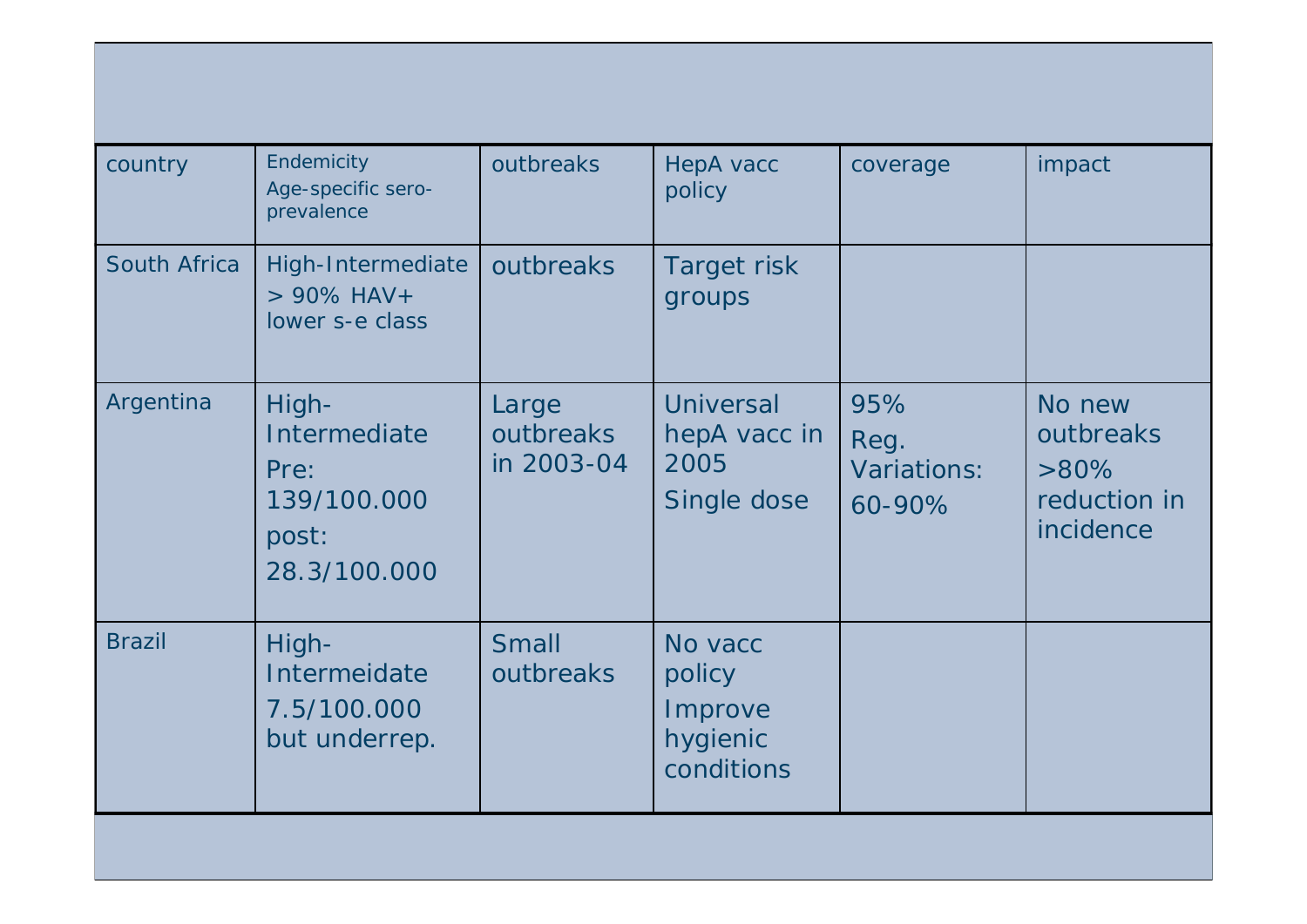| country | Endemicity<br>Age-specific sero-prevalence | outbreaks | HepA vacc policy | coverage | impact |
|---|---|---|---|---|---|
| South Africa | High-Intermediate<br>> 90% HAV+<br>lower s-e class | outbreaks | Target risk groups | | |
| Argentina | High-Intermediate<br>Pre: 139/100.000<br>post: 28.3/100.000 | Large outbreaks in 2003-04 | Universal hepA vacc in 2005<br>Single dose | 95%<br>Reg. Variations: 60-90% | No new outbreaks<br>>80% reduction in incidence |
| Brazil | High-Intermeidate<br>7.5/100.000 but underrep. | Small outbreaks | No vacc policy<br>Improve hygienic conditions | | |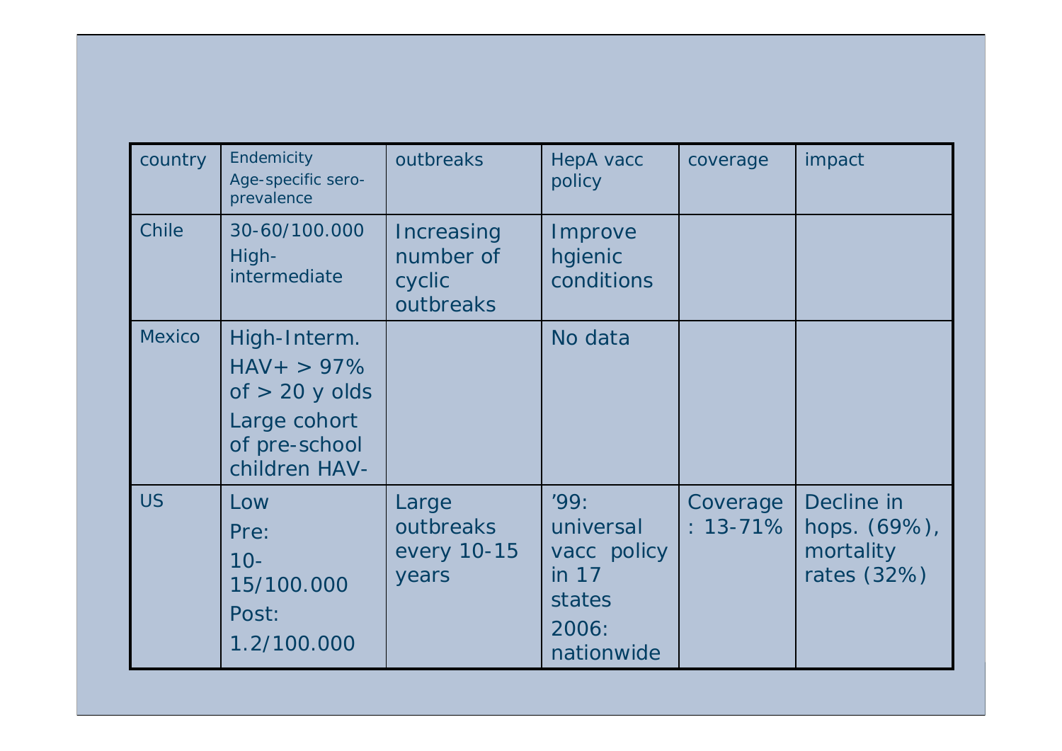| country | Endemicity Age-specific sero-prevalence | outbreaks | HepA vacc policy | coverage | impact |
|---|---|---|---|---|---|
| Chile | 30-60/100.000 High-intermediate | Increasing number of cyclic outbreaks | Improve hgienic conditions | | |
| Mexico | High-Interm. HAV+ > 97% of > 20 y olds Large cohort of pre-school children HAV- | | No data | | |
| US | Low Pre: 10-15/100.000 Post: 1.2/100.000 | Large outbreaks every 10-15 years | '99: universal vacc policy in 17 states 2006: nationwide | Coverage : 13-71% | Decline in hops. (69%), mortality rates (32%) |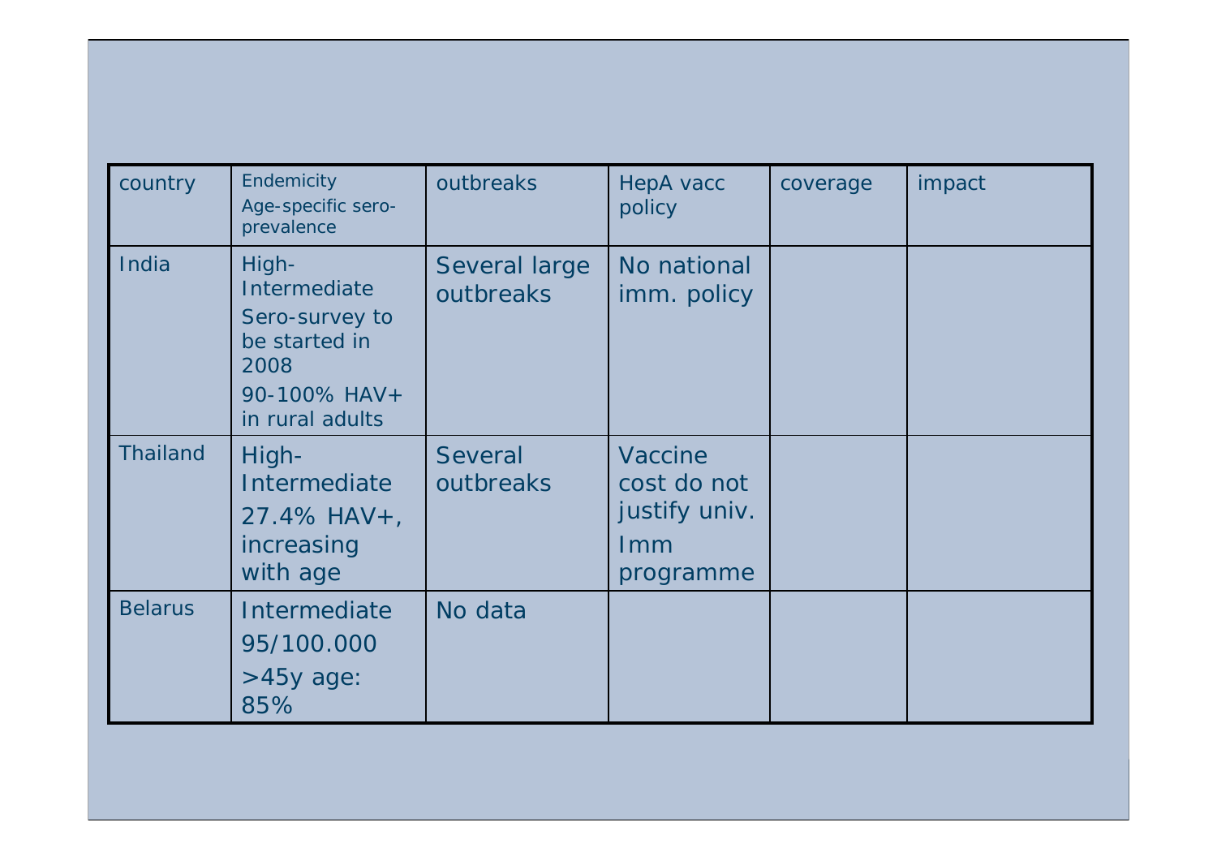| country | Endemicity<br>Age-specific sero-prevalence | outbreaks | HepA vacc policy | coverage | impact |
|---|---|---|---|---|---|
| India | High-Intermediate<br>Sero-survey to be started in 2008<br>90-100% HAV+ in rural adults | Several large outbreaks | No national imm. policy | | |
| Thailand | High-Intermediate<br>27.4% HAV+, increasing with age | Several outbreaks | Vaccine cost do not justify univ.<br>Imm programme | | |
| Belarus | Intermediate<br>95/100.000<br>>45y age: 85% | No data | | | |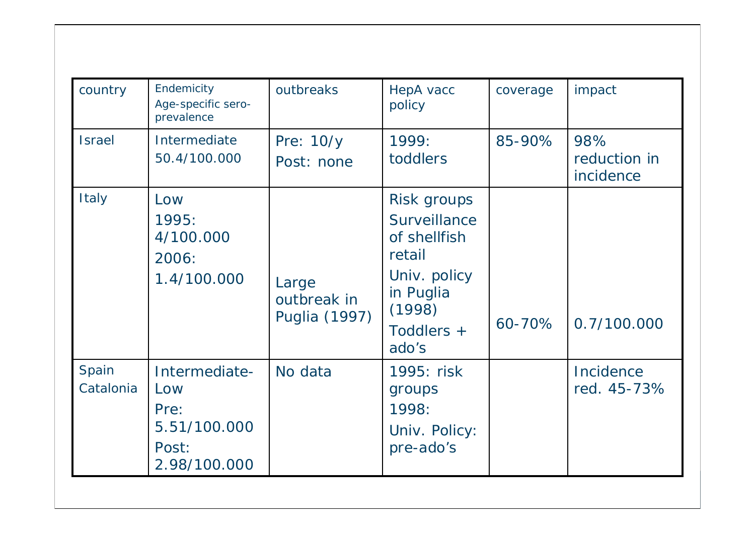| country | Endemicity Age-specific sero-prevalence | outbreaks | HepA vacc policy | coverage | impact |
|---|---|---|---|---|---|
| Israel | Intermediate 50.4/100.000 | Pre: 10/y Post: none | 1999: toddlers | 85-90% | 98% reduction in incidence |
| Italy | Low 1995: 4/100.000 2006: 1.4/100.000 | Large outbreak in Puglia (1997) | Risk groups Surveillance of shellfish retail Univ. policy in Puglia (1998) Toddlers + ado's | 60-70% | 0.7/100.000 |
| Spain Catalonia | Intermediate-Low Pre: 5.51/100.000 Post: 2.98/100.000 | No data | 1995: risk groups 1998: Univ. Policy: pre-ado's | | Incidence red. 45-73% |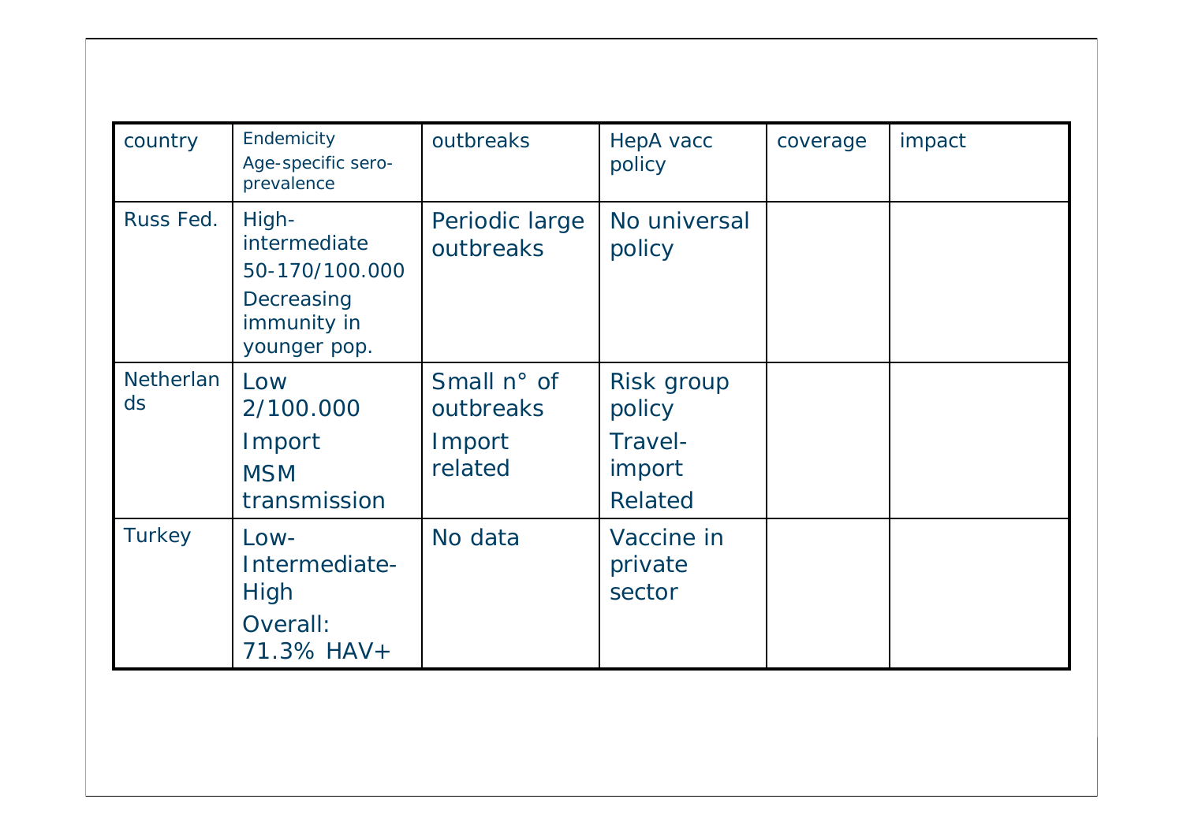| country | Endemicity<br>Age-specific sero-prevalence | outbreaks | HepA vacc policy | coverage | impact |
|---|---|---|---|---|---|
| Russ Fed. | High-intermediate<br>50-170/100.000<br>Decreasing immunity in younger pop. | Periodic large outbreaks | No universal policy | | |
| Netherlands | Low<br>2/100.000<br>Import<br>MSM transmission | Small n° of outbreaks<br>Import related | Risk group policy<br>Travel-import<br>Related | | |
| Turkey | Low-Intermediate-High<br>Overall: 71.3% HAV+ | No data | Vaccine in private sector | | |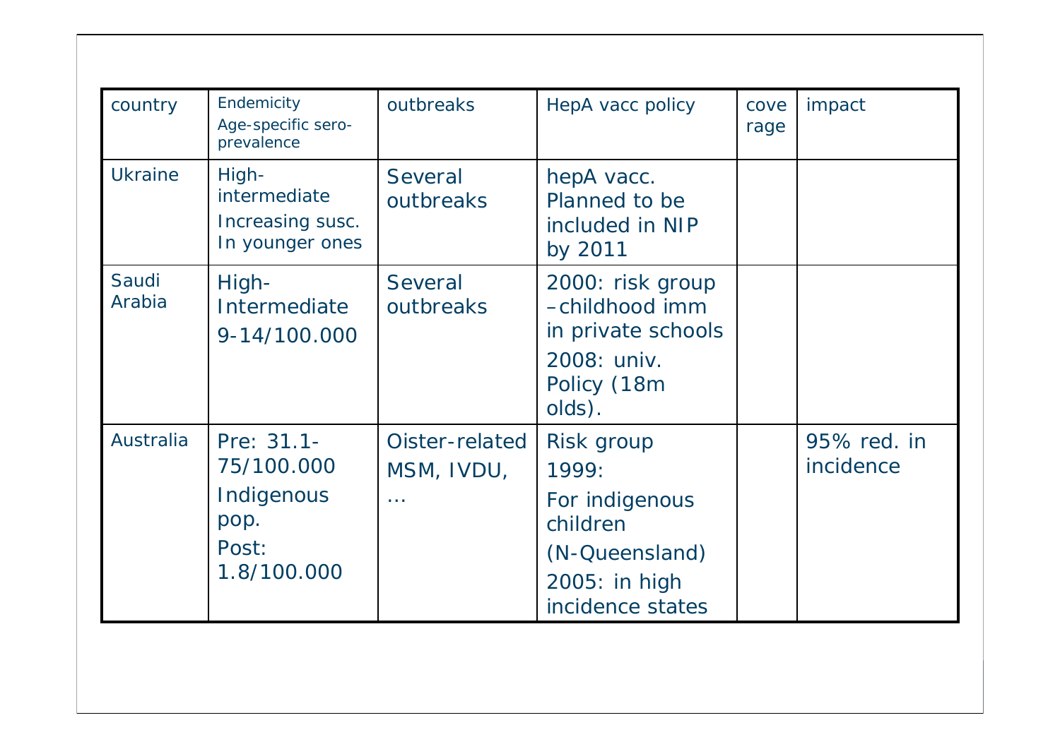| country | Endemicity Age-specific sero-prevalence | outbreaks | HepA vacc policy | coverage | impact |
|---|---|---|---|---|---|
| Ukraine | High-intermediate<br>Increasing susc. In younger ones | Several outbreaks | hepA vacc. Planned to be included in NIP by 2011 | | |
| Saudi Arabia | High-Intermediate<br>9-14/100.000 | Several outbreaks | 2000: risk group –childhood imm in private schools<br>2008: univ. Policy (18m olds). | | |
| Australia | Pre: 31.1-75/100.000<br>Indigenous pop.<br>Post: 1.8/100.000 | Oister-related<br>MSM, IVDU, … | Risk group<br>1999:<br>For indigenous children<br>(N-Queensland)<br>2005: in high incidence states | | 95% red. in incidence |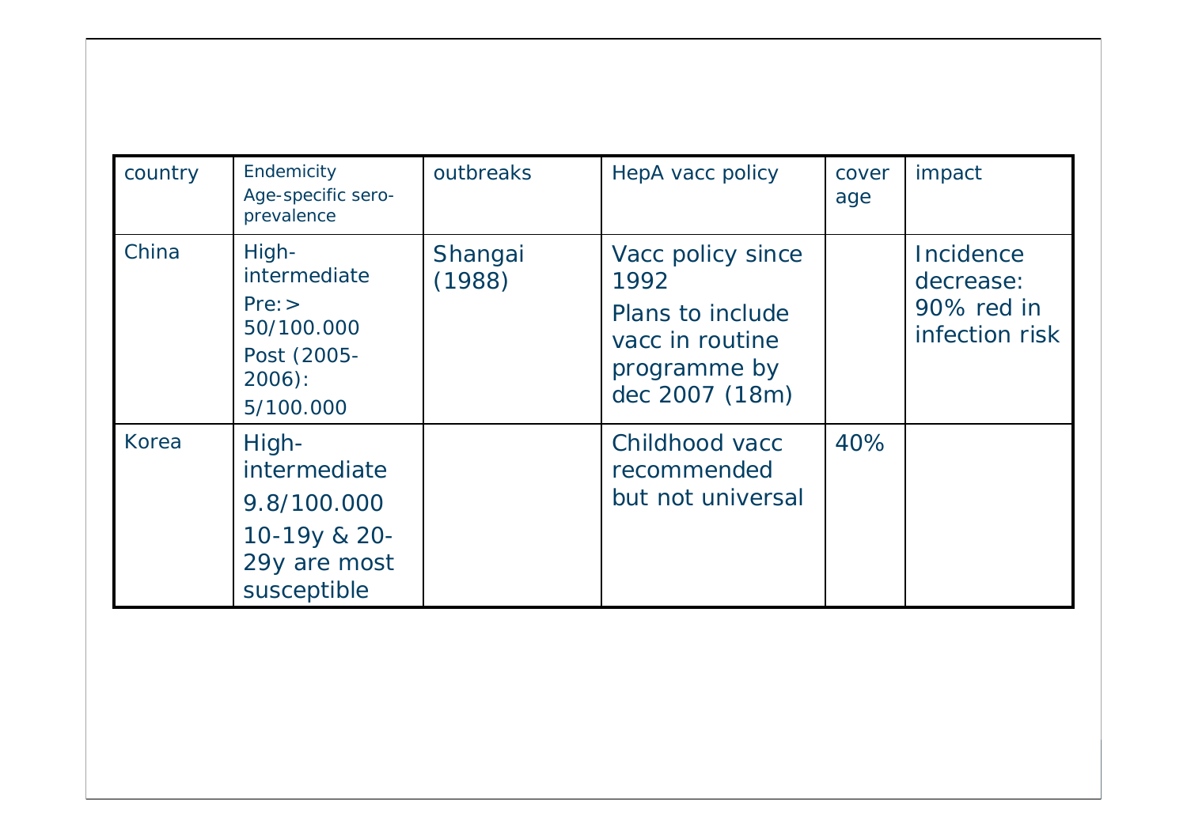| country | Endemicity<br>Age-specific sero-prevalence | outbreaks | HepA vacc policy | cover age | impact |
|---|---|---|---|---|---|
| China | High-intermediate<br>Pre: > 50/100.000<br>Post (2005-2006): 5/100.000 | Shangai (1988) | Vacc policy since 1992<br>Plans to include vacc in routine programme by dec 2007 (18m) | | Incidence decrease: 90% red in infection risk |
| Korea | High-intermediate<br>9.8/100.000<br>10-19y & 20-29y are most susceptible | | Childhood vacc recommended but not universal | 40% | |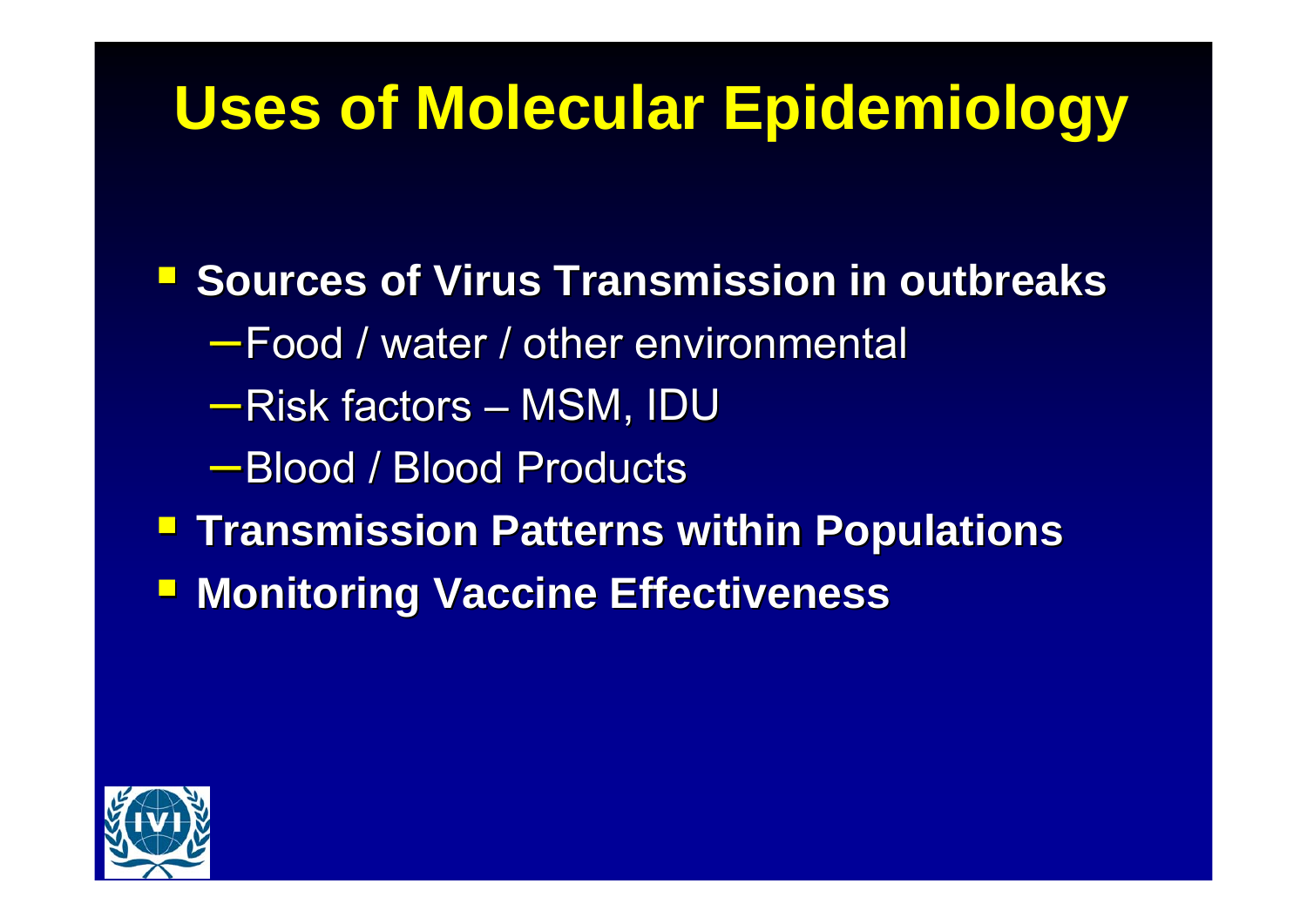# Uses of Molecular Epidemiology

- **Sources of Virus Transmission in outbreaks**
  - Food / water / other environmental
  - Risk factors – MSM, IDU
  - Blood / Blood Products
- **Transmission Patterns within Populations**
- **Monitoring Vaccine Effectiveness**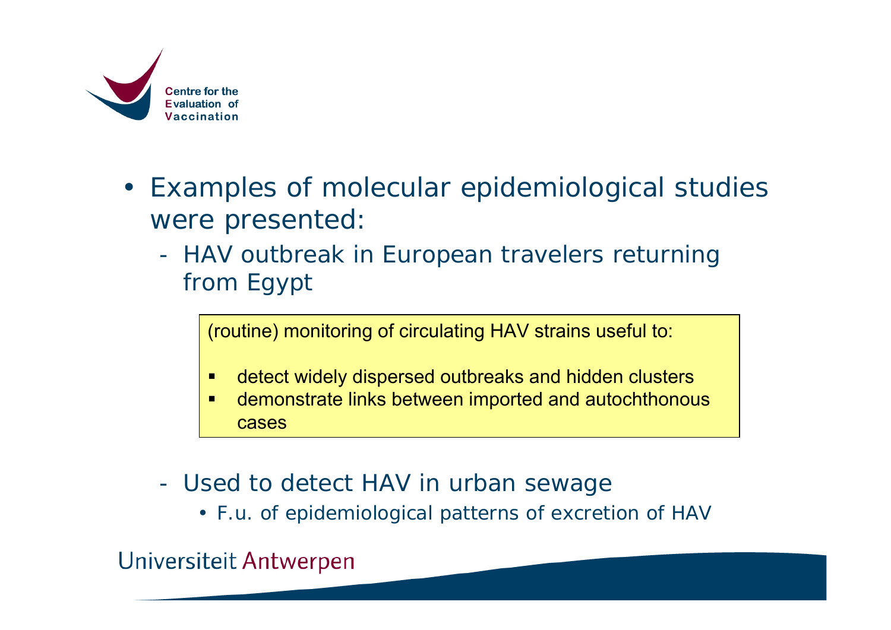- Examples of molecular epidemiological studies were presented:
  - HAV outbreak in European travelers returning from Egypt

    (routine) monitoring of circulating HAV strains useful to:

    - detect widely dispersed outbreaks and hidden clusters
    - demonstrate links between imported and autochthonous cases

  - Used to detect HAV in urban sewage
    - F.u. of epidemiological patterns of excretion of HAV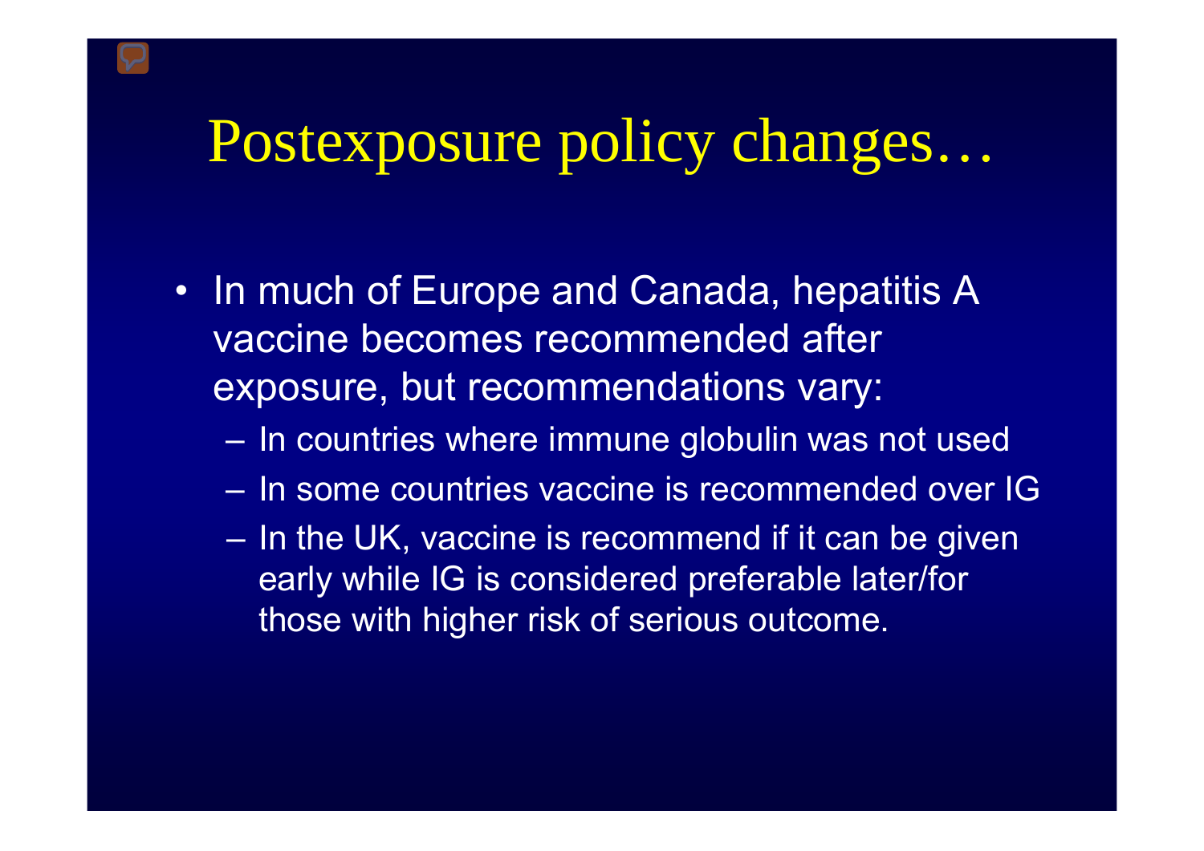# Postexposure policy changes…

- In much of Europe and Canada, hepatitis A vaccine becomes recommended after exposure, but recommendations vary:
  - In countries where immune globulin was not used
  - In some countries vaccine is recommended over IG
  - In the UK, vaccine is recommend if it can be given early while IG is considered preferable later/for those with higher risk of serious outcome.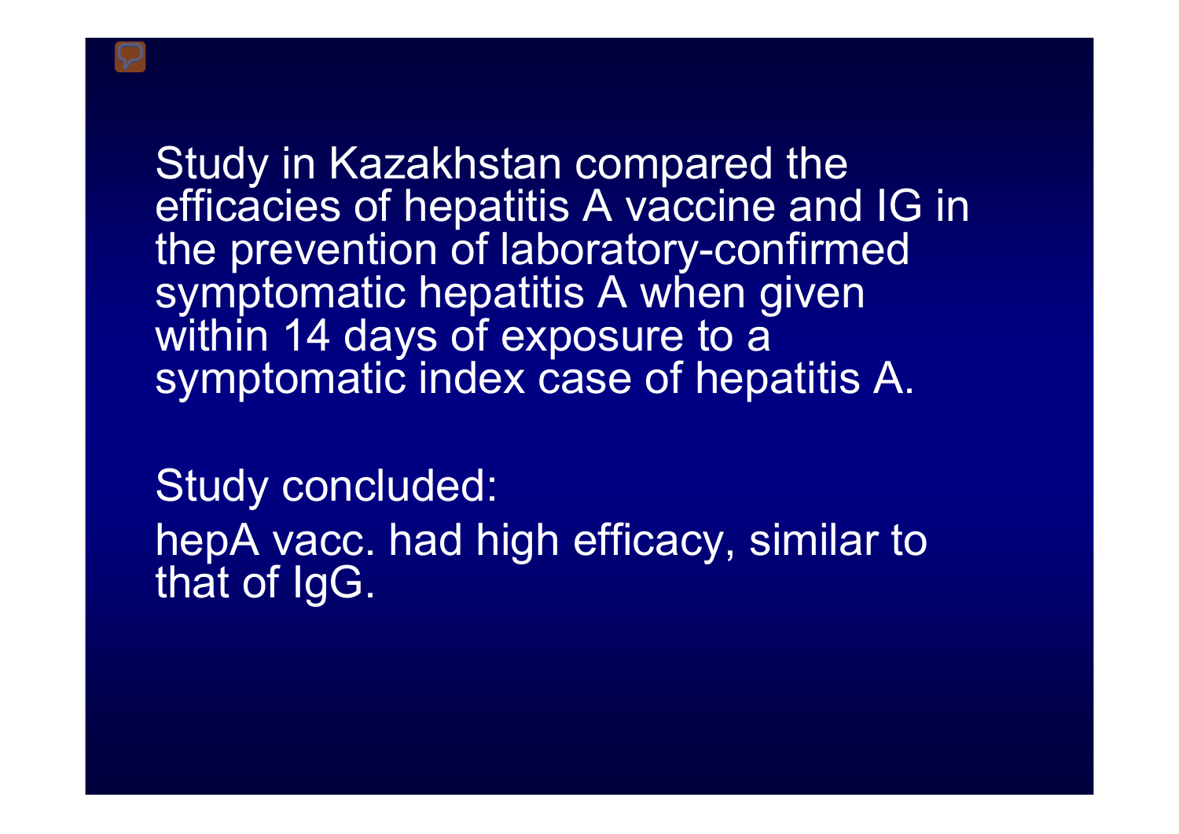Study in Kazakhstan compared the efficacies of hepatitis A vaccine and IG in the prevention of laboratory-confirmed symptomatic hepatitis A when given within 14 days of exposure to a symptomatic index case of hepatitis A.

Study concluded:

hepA vacc. had high efficacy, similar to that of IgG.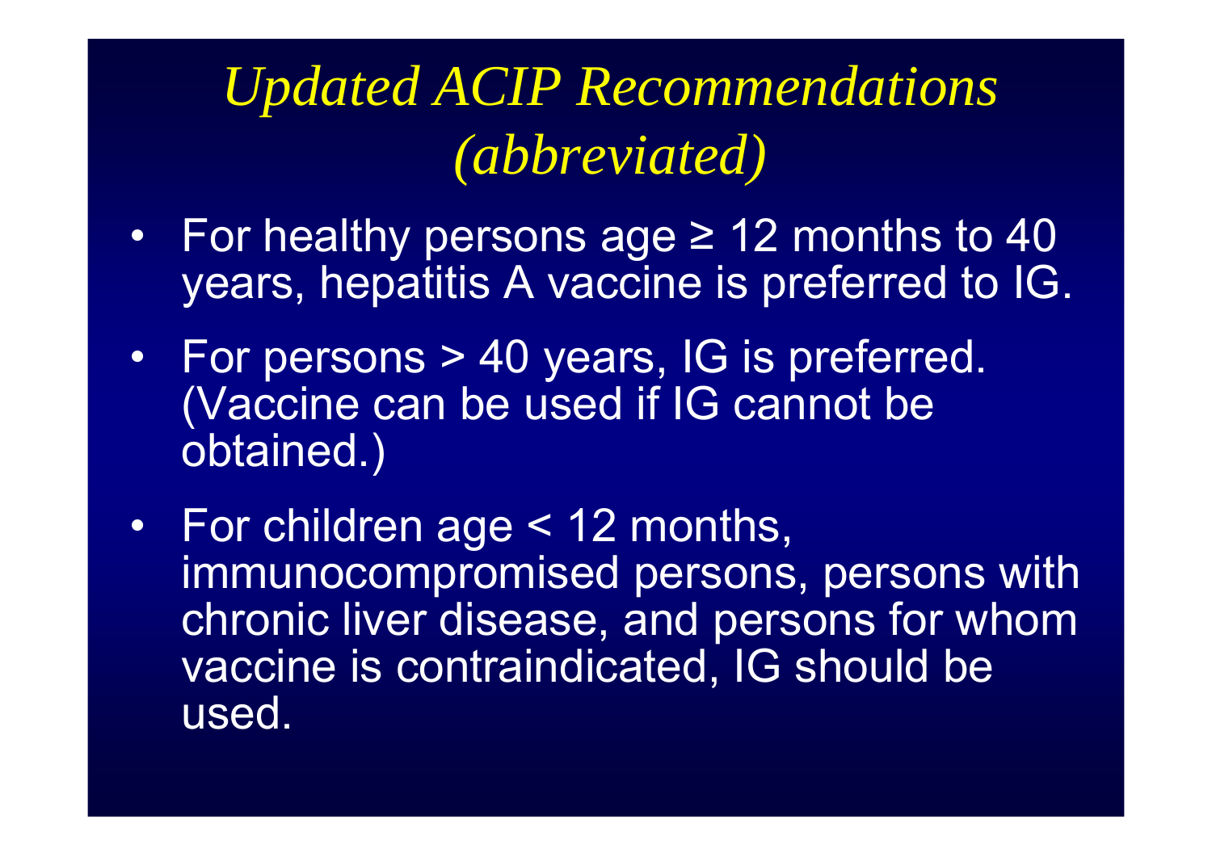# *Updated ACIP Recommendations (abbreviated)*

- For healthy persons age ≥ 12 months to 40 years, hepatitis A vaccine is preferred to IG.
- For persons > 40 years, IG is preferred. (Vaccine can be used if IG cannot be obtained.)
- For children age < 12 months, immunocompromised persons, persons with chronic liver disease, and persons for whom vaccine is contraindicated, IG should be used.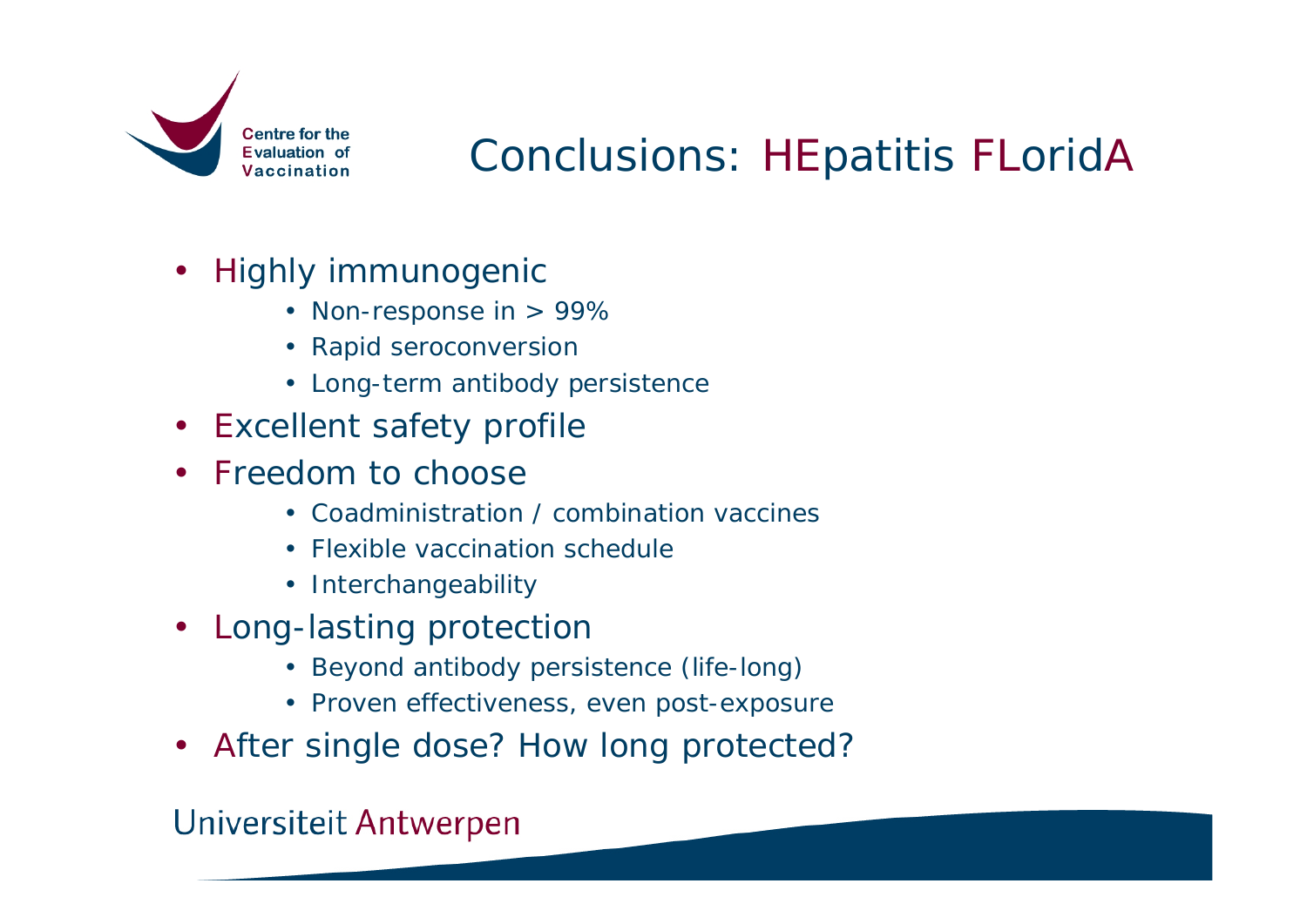# Conclusions: HEpatitis FLoridA

- Highly immunogenic
  - Non-response in > 99%
  - Rapid seroconversion
  - Long-term antibody persistence
- Excellent safety profile
- Freedom to choose
  - Coadministration / combination vaccines
  - Flexible vaccination schedule
  - Interchangeability
- Long-lasting protection
  - Beyond antibody persistence (life-long)
  - Proven effectiveness, even post-exposure
- After single dose? How long protected?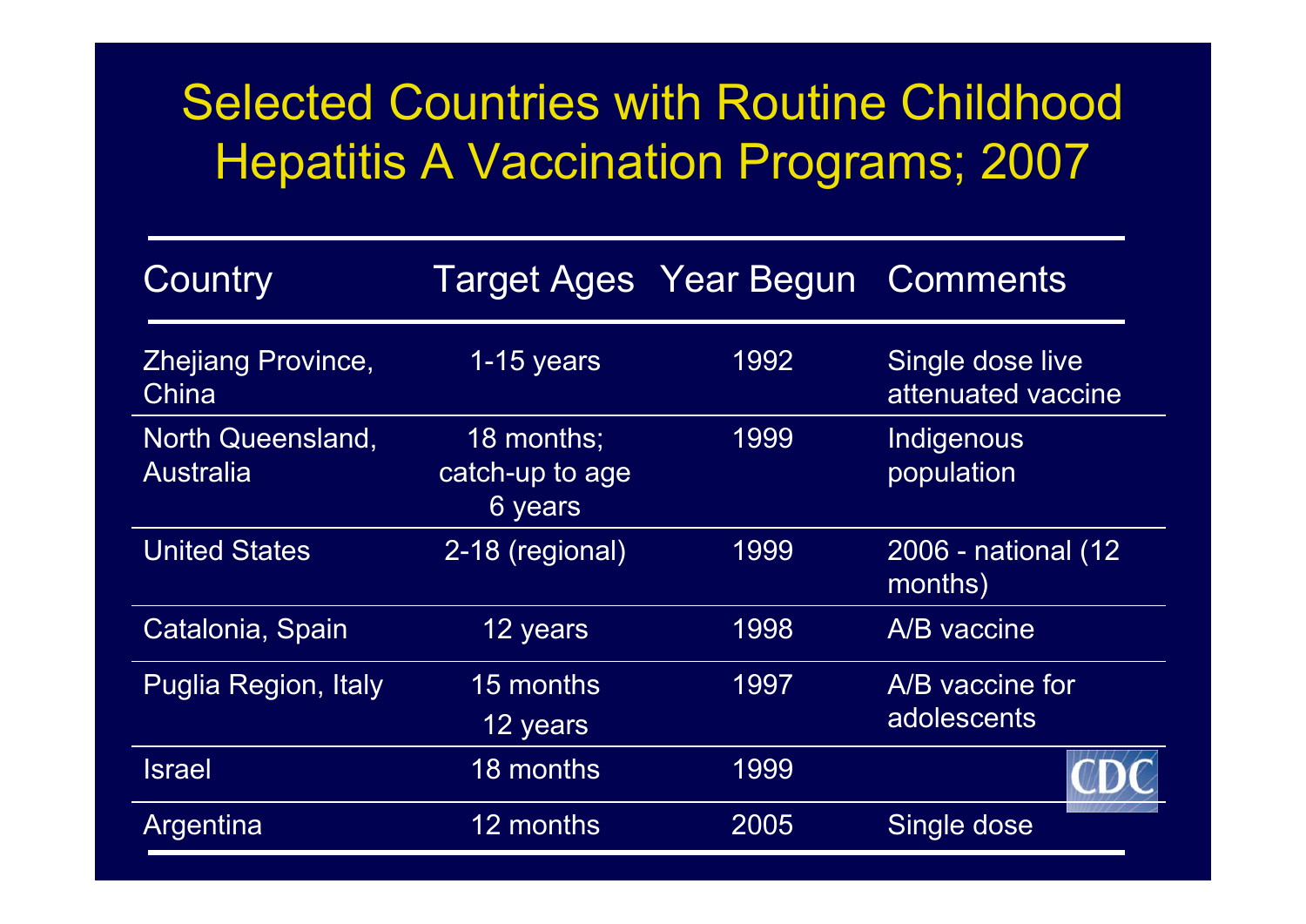# Selected Countries with Routine Childhood Hepatitis A Vaccination Programs; 2007

| Country | Target Ages | Year Begun | Comments |
|---|---|---|---|
| Zhejiang Province, China | 1-15 years | 1992 | Single dose live attenuated vaccine |
| North Queensland, Australia | 18 months; catch-up to age 6 years | 1999 | Indigenous population |
| United States | 2-18 (regional) | 1999 | 2006 - national (12 months) |
| Catalonia, Spain | 12 years | 1998 | A/B vaccine |
| Puglia Region, Italy | 15 months<br>12 years | 1997 | A/B vaccine for adolescents |
| Israel | 18 months | 1999 | |
| Argentina | 12 months | 2005 | Single dose |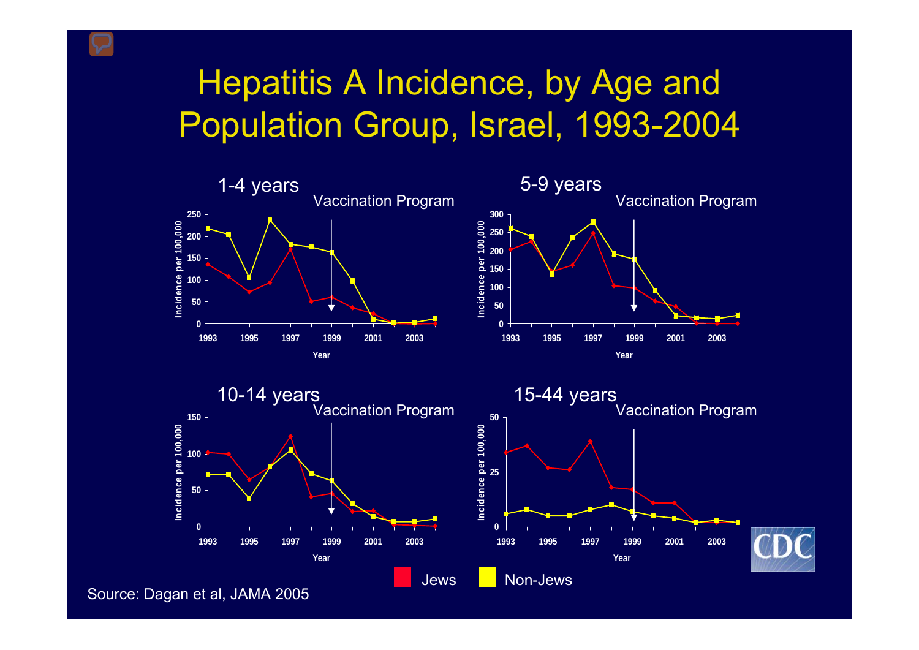# Hepatitis A Incidence, by Age and Population Group, Israel, 1993-2004

**1-4 years**

Vaccination Program

Incidence per 100,000 (0–250) vs. Year (1993–2003)

**5-9 years**

Vaccination Program

Incidence per 100,000 (0–300) vs. Year (1993–2003)

**10-14 years**

Vaccination Program

Incidence per 100,000 (0–150) vs. Year (1993–2003)

**15-44 years**

Vaccination Program

Incidence per 100,000 (0–50) vs. Year (1993–2003)

Jews | Non-Jews

Source: Dagan et al, JAMA 2005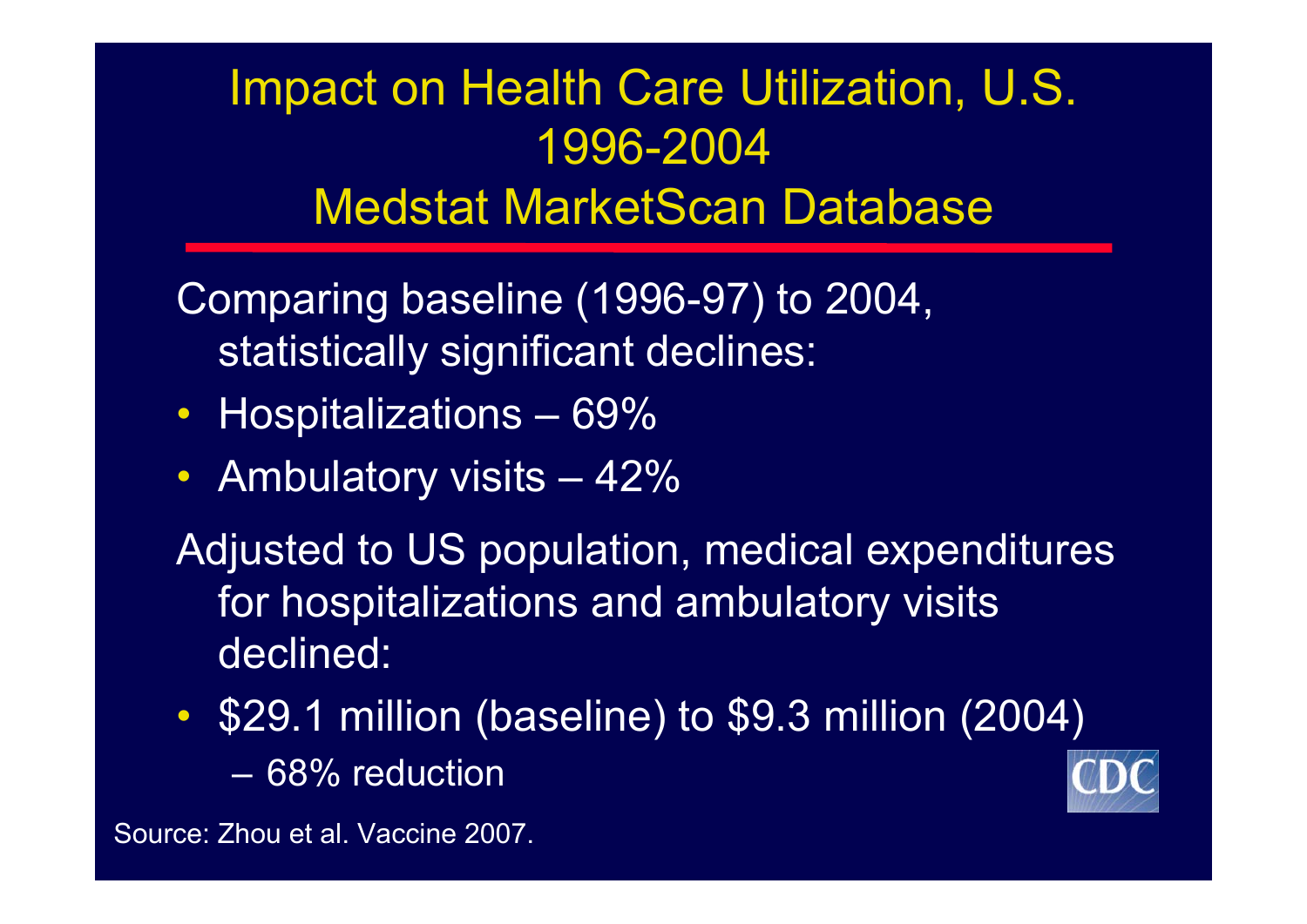# Impact on Health Care Utilization, U.S. 1996-2004
## Medstat MarketScan Database

Comparing baseline (1996-97) to 2004, statistically significant declines:

- Hospitalizations – 69%
- Ambulatory visits – 42%

Adjusted to US population, medical expenditures for hospitalizations and ambulatory visits declined:

- $29.1 million (baseline) to $9.3 million (2004)
  - 68% reduction

Source: Zhou et al. Vaccine 2007.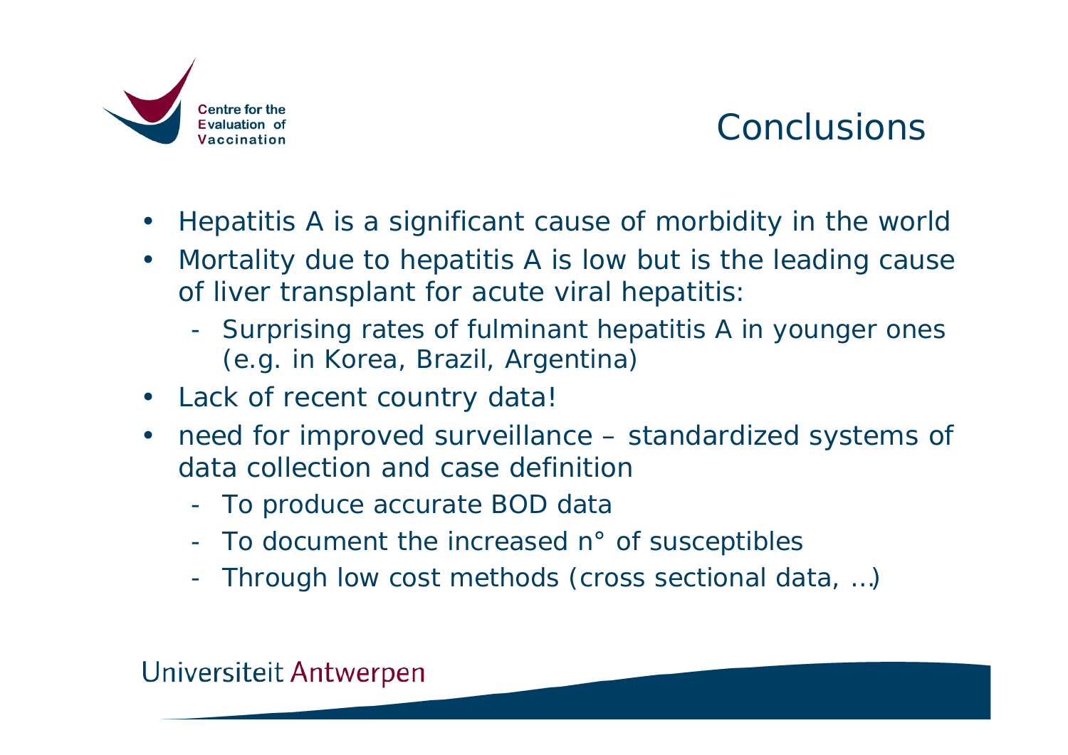# Conclusions

- Hepatitis A is a significant cause of morbidity in the world
- Mortality due to hepatitis A is low but is the leading cause of liver transplant for acute viral hepatitis:
  - Surprising rates of fulminant hepatitis A in younger ones (e.g. in Korea, Brazil, Argentina)
- Lack of recent country data!
- need for improved surveillance – standardized systems of data collection and case definition
  - To produce accurate BOD data
  - To document the increased n° of susceptibles
  - Through low cost methods (cross sectional data, …)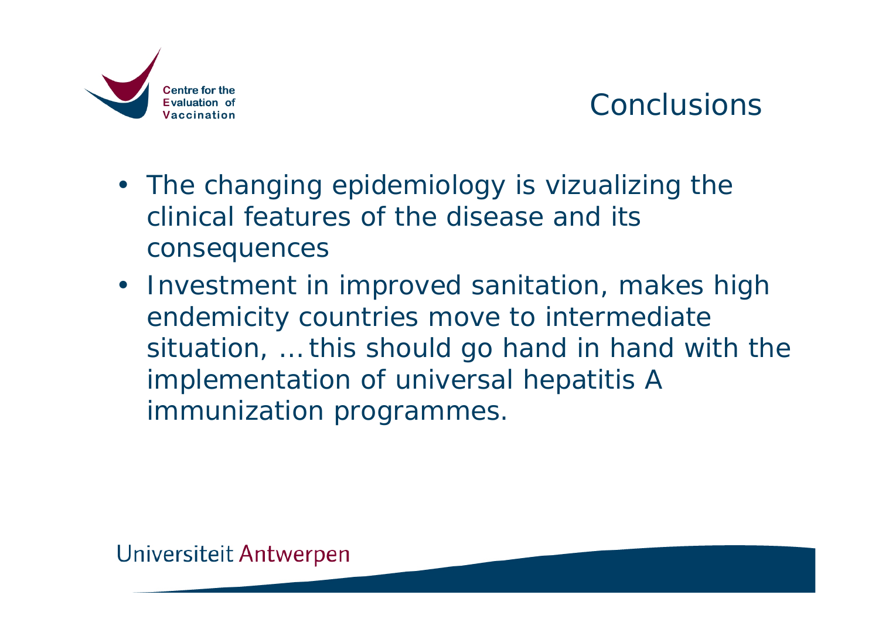# Conclusions

- The changing epidemiology is vizualizing the clinical features of the disease and its consequences
- Investment in improved sanitation, makes high endemicity countries move to intermediate situation, … this should go hand in hand with the implementation of universal hepatitis A immunization programmes.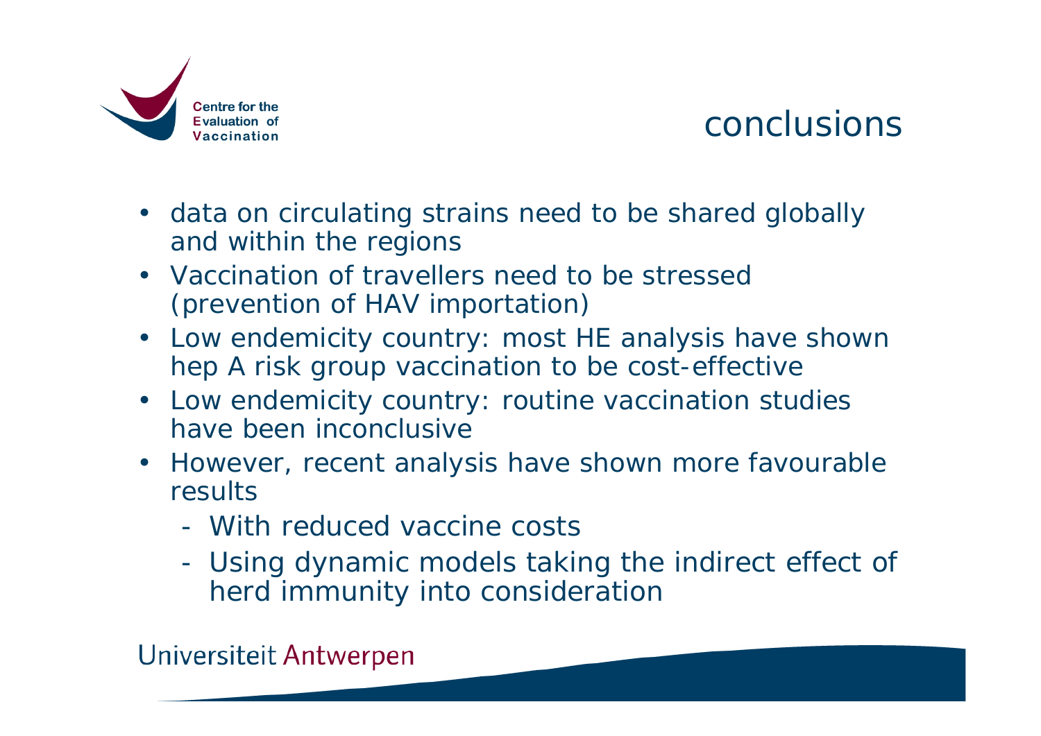# conclusions

- data on circulating strains need to be shared globally and within the regions
- Vaccination of travellers need to be stressed (prevention of HAV importation)
- Low endemicity country: most HE analysis have shown hep A risk group vaccination to be cost-effective
- Low endemicity country: routine vaccination studies have been inconclusive
- However, recent analysis have shown more favourable results
  - With reduced vaccine costs
  - Using dynamic models taking the indirect effect of herd immunity into consideration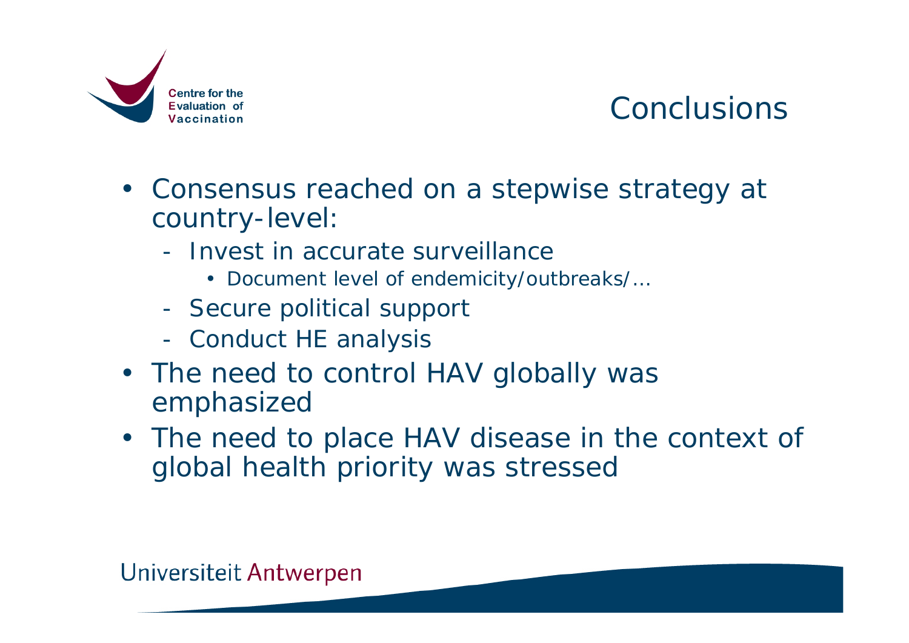# Conclusions

- Consensus reached on a stepwise strategy at country-level:
  - Invest in accurate surveillance
    - Document level of endemicity/outbreaks/…
  - Secure political support
  - Conduct HE analysis
- The need to control HAV globally was emphasized
- The need to place HAV disease in the context of global health priority was stressed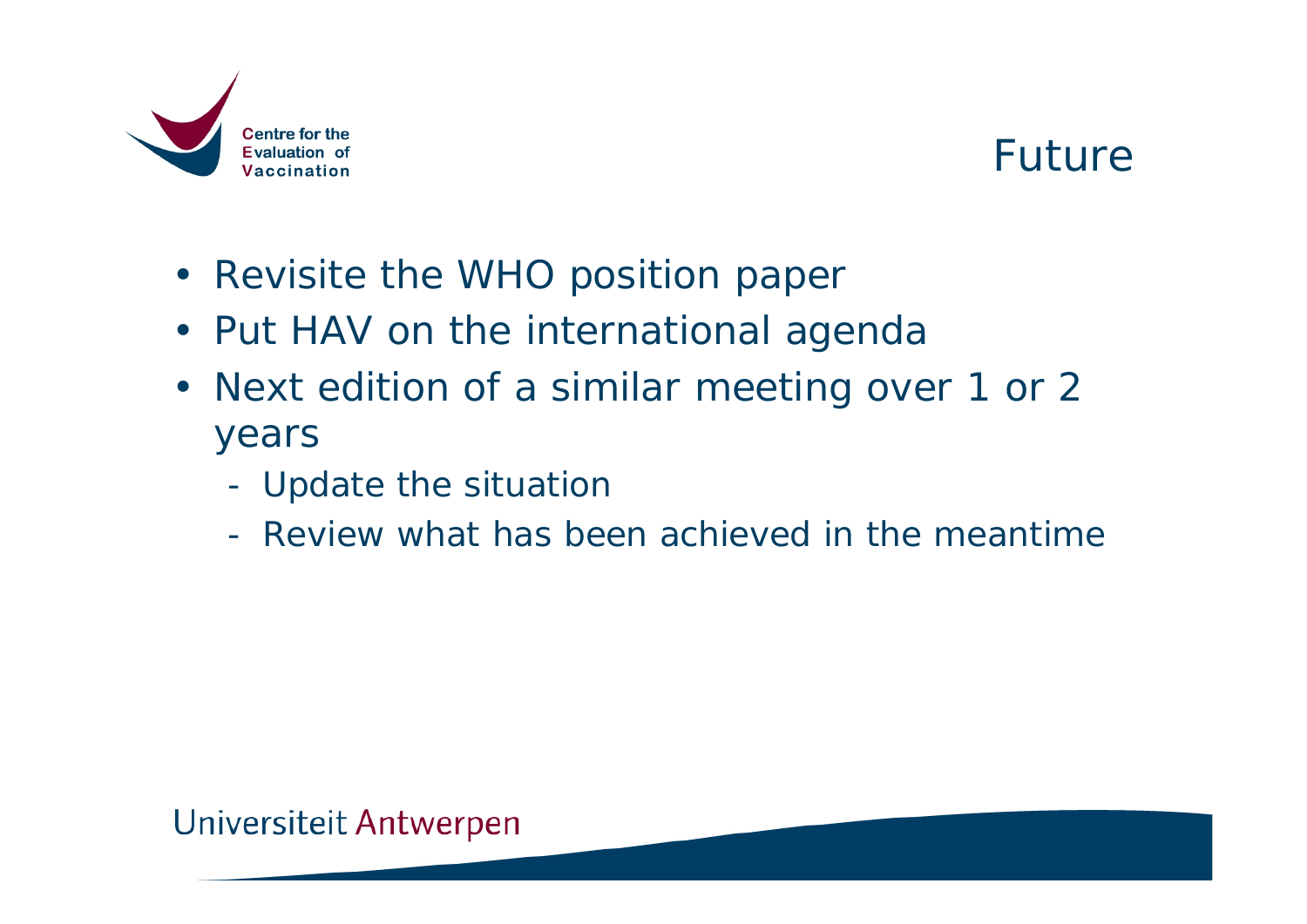# Future

- Revisite the WHO position paper
- Put HAV on the international agenda
- Next edition of a similar meeting over 1 or 2 years
  - Update the situation
  - Review what has been achieved in the meantime